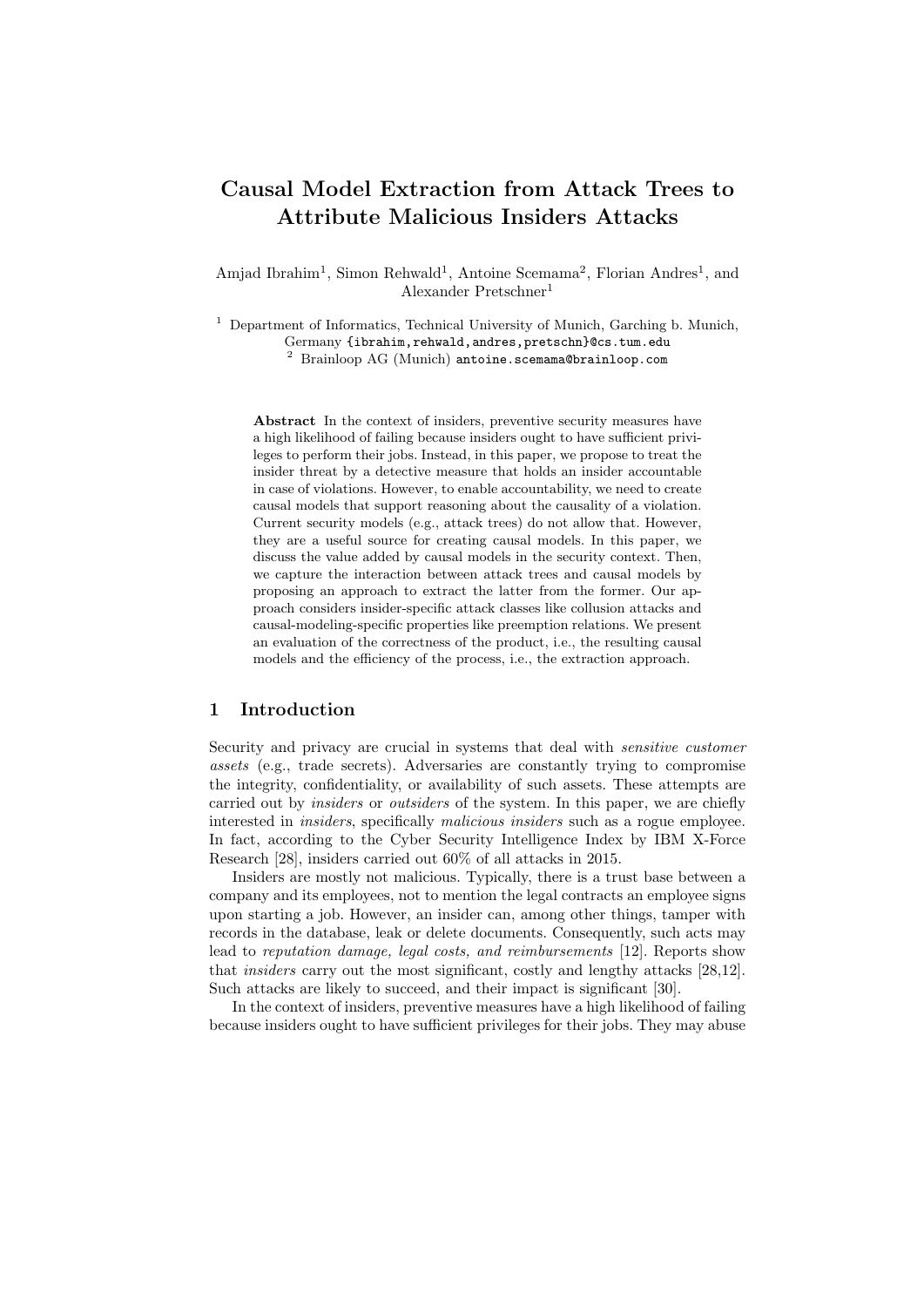# Causal Model Extraction from Attack Trees to Attribute Malicious Insiders Attacks

Amjad Ibrahim[1], Simon Rehwald[1], Antoine Scemama[2], Florian Andres[1], and Alexander Pretschner[1]

[1] Department of Informatics, Technical University of Munich, Garching b. Munich, Germany {ibrahim,rehwald,andres,pretschn}@cs.tum.edu
[2] Brainloop AG (Munich) antoine.scemama@brainloop.com

**Abstract** In the context of insiders, preventive security measures have a high likelihood of failing because insiders ought to have sufficient privileges to perform their jobs. Instead, in this paper, we propose to treat the insider threat by a detective measure that holds an insider accountable in case of violations. However, to enable accountability, we need to create causal models that support reasoning about the causality of a violation. Current security models (e.g., attack trees) do not allow that. However, they are a useful source for creating causal models. In this paper, we discuss the value added by causal models in the security context. Then, we capture the interaction between attack trees and causal models by proposing an approach to extract the latter from the former. Our approach considers insider-specific attack classes like collusion attacks and causal-modeling-specific properties like preemption relations. We present an evaluation of the correctness of the product, i.e., the resulting causal models and the efficiency of the process, i.e., the extraction approach.

## 1 Introduction

Security and privacy are crucial in systems that deal with *sensitive customer assets* (e.g., trade secrets). Adversaries are constantly trying to compromise the integrity, confidentiality, or availability of such assets. These attempts are carried out by *insiders* or *outsiders* of the system. In this paper, we are chiefly interested in *insiders*, specifically *malicious insiders* such as a rogue employee. In fact, according to the Cyber Security Intelligence Index by IBM X-Force Research [28], insiders carried out 60% of all attacks in 2015.

Insiders are mostly not malicious. Typically, there is a trust base between a company and its employees, not to mention the legal contracts an employee signs upon starting a job. However, an insider can, among other things, tamper with records in the database, leak or delete documents. Consequently, such acts may lead to *reputation damage, legal costs, and reimbursements* [12]. Reports show that *insiders* carry out the most significant, costly and lengthy attacks [28,12]. Such attacks are likely to succeed, and their impact is significant [30].

In the context of insiders, preventive measures have a high likelihood of failing because insiders ought to have sufficient privileges for their jobs. They may abuse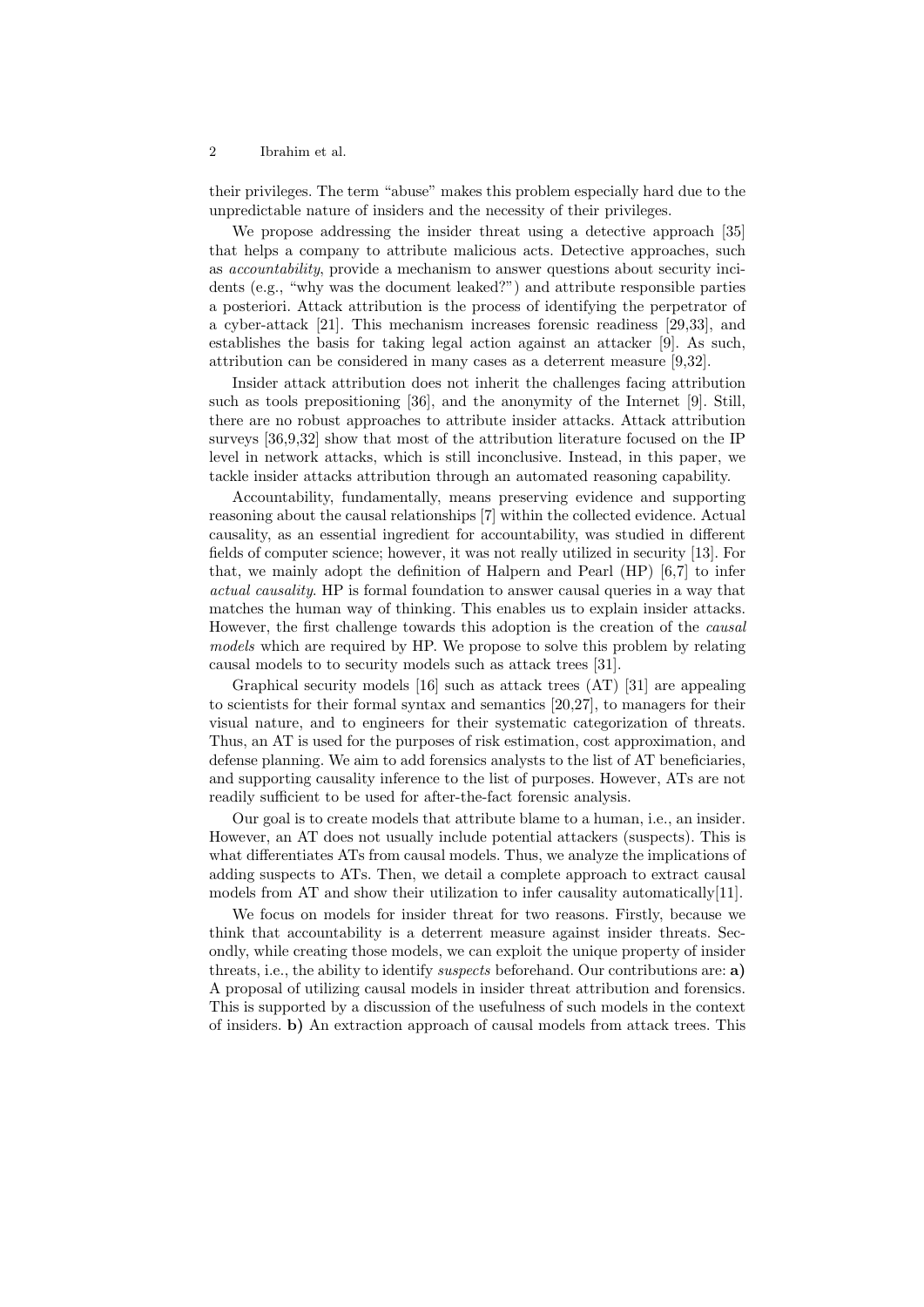their privileges. The term "abuse" makes this problem especially hard due to the unpredictable nature of insiders and the necessity of their privileges.

We propose addressing the insider threat using a detective approach [35] that helps a company to attribute malicious acts. Detective approaches, such as *accountability*, provide a mechanism to answer questions about security incidents (e.g., "why was the document leaked?") and attribute responsible parties a posteriori. Attack attribution is the process of identifying the perpetrator of a cyber-attack [21]. This mechanism increases forensic readiness [29,33], and establishes the basis for taking legal action against an attacker [9]. As such, attribution can be considered in many cases as a deterrent measure [9,32].

Insider attack attribution does not inherit the challenges facing attribution such as tools prepositioning [36], and the anonymity of the Internet [9]. Still, there are no robust approaches to attribute insider attacks. Attack attribution surveys [36,9,32] show that most of the attribution literature focused on the IP level in network attacks, which is still inconclusive. Instead, in this paper, we tackle insider attacks attribution through an automated reasoning capability.

Accountability, fundamentally, means preserving evidence and supporting reasoning about the causal relationships [7] within the collected evidence. Actual causality, as an essential ingredient for accountability, was studied in different fields of computer science; however, it was not really utilized in security [13]. For that, we mainly adopt the definition of Halpern and Pearl (HP) [6,7] to infer *actual causality*. HP is formal foundation to answer causal queries in a way that matches the human way of thinking. This enables us to explain insider attacks. However, the first challenge towards this adoption is the creation of the *causal models* which are required by HP. We propose to solve this problem by relating causal models to to security models such as attack trees [31].

Graphical security models [16] such as attack trees (AT) [31] are appealing to scientists for their formal syntax and semantics [20,27], to managers for their visual nature, and to engineers for their systematic categorization of threats. Thus, an AT is used for the purposes of risk estimation, cost approximation, and defense planning. We aim to add forensics analysts to the list of AT beneficiaries, and supporting causality inference to the list of purposes. However, ATs are not readily sufficient to be used for after-the-fact forensic analysis.

Our goal is to create models that attribute blame to a human, i.e., an insider. However, an AT does not usually include potential attackers (suspects). This is what differentiates ATs from causal models. Thus, we analyze the implications of adding suspects to ATs. Then, we detail a complete approach to extract causal models from AT and show their utilization to infer causality automatically[11].

We focus on models for insider threat for two reasons. Firstly, because we think that accountability is a deterrent measure against insider threats. Secondly, while creating those models, we can exploit the unique property of insider threats, i.e., the ability to identify *suspects* beforehand. Our contributions are: **a)** A proposal of utilizing causal models in insider threat attribution and forensics. This is supported by a discussion of the usefulness of such models in the context of insiders. **b)** An extraction approach of causal models from attack trees. This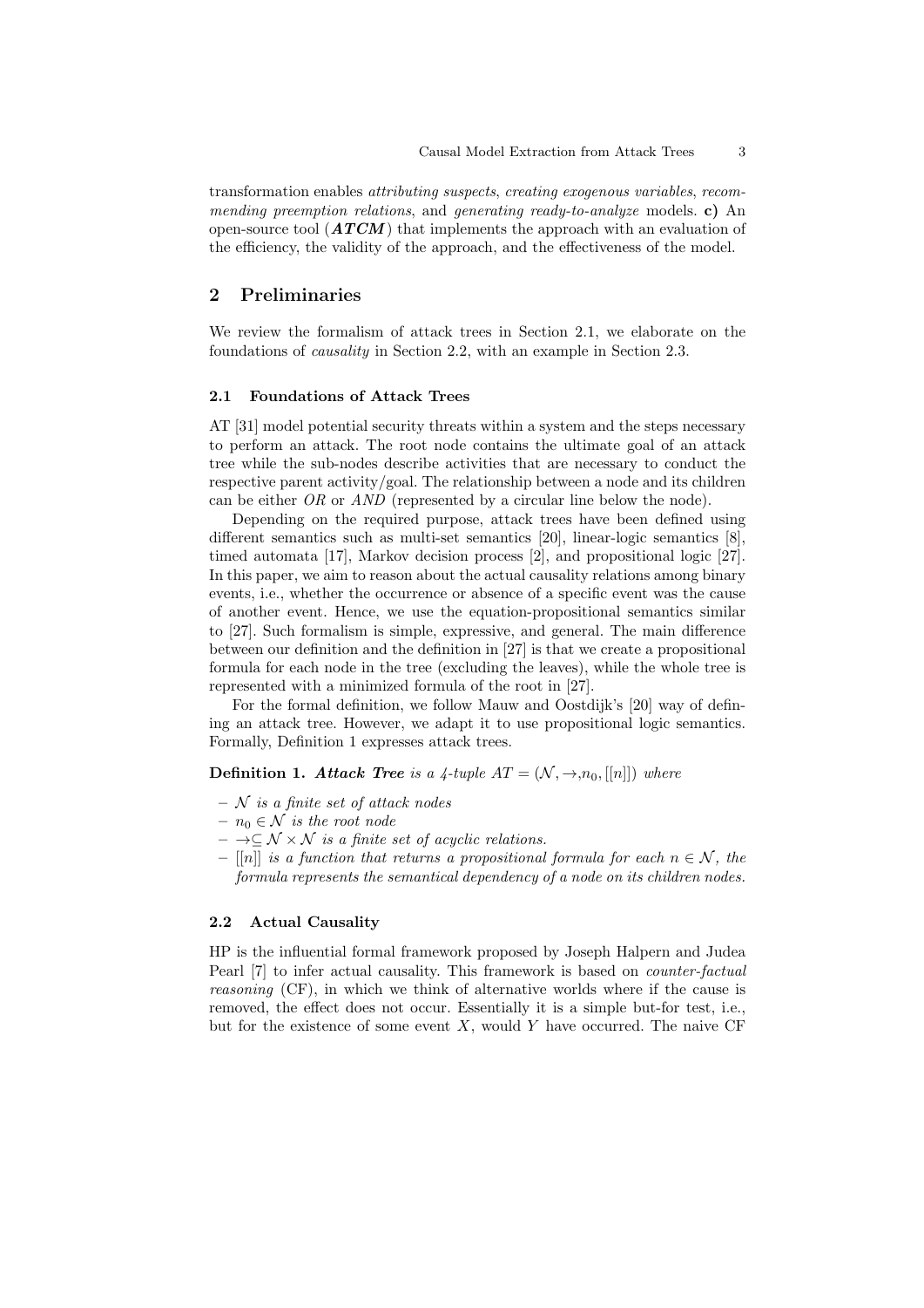transformation enables *attributing suspects*, *creating exogenous variables*, *recommending preemption relations*, and *generating ready-to-analyze* models. **c)** An open-source tool (***ATCM***) that implements the approach with an evaluation of the efficiency, the validity of the approach, and the effectiveness of the model.

## 2 Preliminaries

We review the formalism of attack trees in Section 2.1, we elaborate on the foundations of *causality* in Section 2.2, with an example in Section 2.3.

### 2.1 Foundations of Attack Trees

AT [31] model potential security threats within a system and the steps necessary to perform an attack. The root node contains the ultimate goal of an attack tree while the sub-nodes describe activities that are necessary to conduct the respective parent activity/goal. The relationship between a node and its children can be either *OR* or *AND* (represented by a circular line below the node).

Depending on the required purpose, attack trees have been defined using different semantics such as multi-set semantics [20], linear-logic semantics [8], timed automata [17], Markov decision process [2], and propositional logic [27]. In this paper, we aim to reason about the actual causality relations among binary events, i.e., whether the occurrence or absence of a specific event was the cause of another event. Hence, we use the equation-propositional semantics similar to [27]. Such formalism is simple, expressive, and general. The main difference between our definition and the definition in [27] is that we create a propositional formula for each node in the tree (excluding the leaves), while the whole tree is represented with a minimized formula of the root in [27].

For the formal definition, we follow Mauw and Oostdijk's [20] way of defining an attack tree. However, we adapt it to use propositional logic semantics. Formally, Definition 1 expresses attack trees.

**Definition 1.** ***Attack Tree*** *is a 4-tuple* $AT = (\mathcal{N}, \rightarrow, n_0, [[n]])$ *where*

- $\mathcal{N}$ *is a finite set of attack nodes*
- $n_0 \in \mathcal{N}$ *is the root node*
- $\rightarrow \subseteq \mathcal{N} \times \mathcal{N}$ *is a finite set of acyclic relations.*
- $[[n]]$ *is a function that returns a propositional formula for each* $n \in \mathcal{N}$*, the formula represents the semantical dependency of a node on its children nodes.*

### 2.2 Actual Causality

HP is the influential formal framework proposed by Joseph Halpern and Judea Pearl [7] to infer actual causality. This framework is based on *counter-factual reasoning* (CF), in which we think of alternative worlds where if the cause is removed, the effect does not occur. Essentially it is a simple but-for test, i.e., but for the existence of some event $X$, would $Y$ have occurred. The naive CF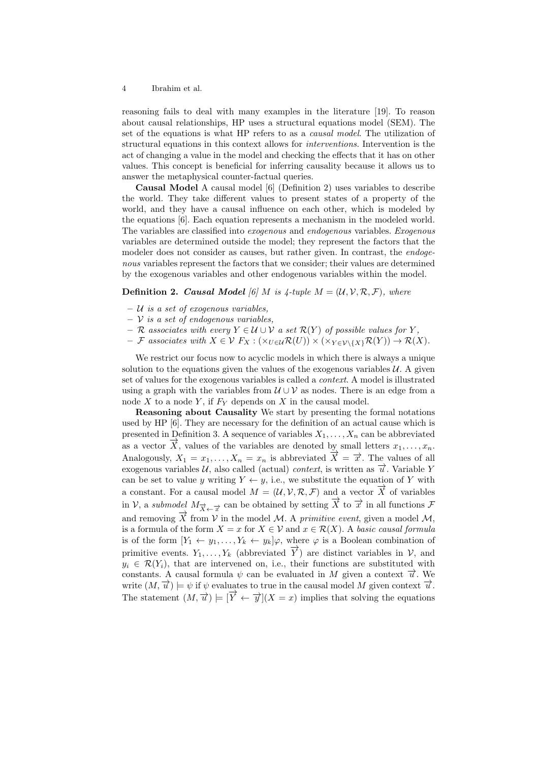reasoning fails to deal with many examples in the literature [19]. To reason about causal relationships, HP uses a structural equations model (SEM). The set of the equations is what HP refers to as a *causal model*. The utilization of structural equations in this context allows for *interventions*. Intervention is the act of changing a value in the model and checking the effects that it has on other values. This concept is beneficial for inferring causality because it allows us to answer the metaphysical counter-factual queries.

**Causal Model** A causal model [6] (Definition 2) uses variables to describe the world. They take different values to present states of a property of the world, and they have a causal influence on each other, which is modeled by the equations [6]. Each equation represents a mechanism in the modeled world. The variables are classified into *exogenous* and *endogenous* variables. *Exogenous* variables are determined outside the model; they represent the factors that the modeler does not consider as causes, but rather given. In contrast, the *endogenous* variables represent the factors that we consider; their values are determined by the exogenous variables and other endogenous variables within the model.

**Definition 2.** ***Causal Model*** *[6] $M$ is 4-tuple $M = (\mathcal{U}, \mathcal{V}, \mathcal{R}, \mathcal{F})$, where*

- *$\mathcal{U}$ is a set of exogenous variables,*
- *$\mathcal{V}$ is a set of endogenous variables,*
- *$\mathcal{R}$ associates with every $Y \in \mathcal{U} \cup \mathcal{V}$ a set $\mathcal{R}(Y)$ of possible values for $Y$,*
- *$\mathcal{F}$ associates with $X \in \mathcal{V}$ $F_X : (\times_{U \in \mathcal{U}} \mathcal{R}(U)) \times (\times_{Y \in \mathcal{V} \setminus \{X\}} \mathcal{R}(Y)) \rightarrow \mathcal{R}(X)$.*

We restrict our focus now to acyclic models in which there is always a unique solution to the equations given the values of the exogenous variables $\mathcal{U}$. A given set of values for the exogenous variables is called a *context*. A model is illustrated using a graph with the variables from $\mathcal{U} \cup \mathcal{V}$ as nodes. There is an edge from a node $X$ to a node $Y$, if $F_Y$ depends on $X$ in the causal model.

**Reasoning about Causality** We start by presenting the formal notations used by HP [6]. They are necessary for the definition of an actual cause which is presented in Definition 3. A sequence of variables $X_1, \dots, X_n$ can be abbreviated as a vector $\overrightarrow{X}$, values of the variables are denoted by small letters $x_1, \dots, x_n$. Analogously, $X_1 = x_1, \dots, X_n = x_n$ is abbreviated $\overrightarrow{X} = \overrightarrow{x}$. The values of all exogenous variables $\mathcal{U}$, also called (actual) *context*, is written as $\overrightarrow{u}$. Variable $Y$ can be set to value $y$ writing $Y \leftarrow y$, i.e., we substitute the equation of $Y$ with a constant. For a causal model $M = (\mathcal{U}, \mathcal{V}, \mathcal{R}, \mathcal{F})$ and a vector $\overrightarrow{X}$ of variables in $\mathcal{V}$, a *submodel* $M_{\overrightarrow{X} \leftarrow \overrightarrow{x}}$ can be obtained by setting $\overrightarrow{X}$ to $\overrightarrow{x}$ in all functions $\mathcal{F}$ and removing $\overrightarrow{X}$ from $\mathcal{V}$ in the model $\mathcal{M}$. A *primitive event*, given a model $\mathcal{M}$, is a formula of the form $X = x$ for $X \in \mathcal{V}$ and $x \in \mathcal{R}(X)$. A *basic causal formula* is of the form $[Y_1 \leftarrow y_1, \dots, Y_k \leftarrow y_k]\varphi$, where $\varphi$ is a Boolean combination of primitive events. $Y_1, \dots, Y_k$ (abbreviated $\overrightarrow{Y}$) are distinct variables in $\mathcal{V}$, and $y_i \in \mathcal{R}(Y_i)$, that are intervened on, i.e., their functions are substituted with constants. A causal formula $\psi$ can be evaluated in $M$ given a context $\overrightarrow{u}$. We write $(M, \overrightarrow{u}) \models \psi$ if $\psi$ evaluates to true in the causal model $M$ given context $\overrightarrow{u}$. The statement $(M, \overrightarrow{u}) \models [\overrightarrow{Y} \leftarrow \overrightarrow{y}](X = x)$ implies that solving the equations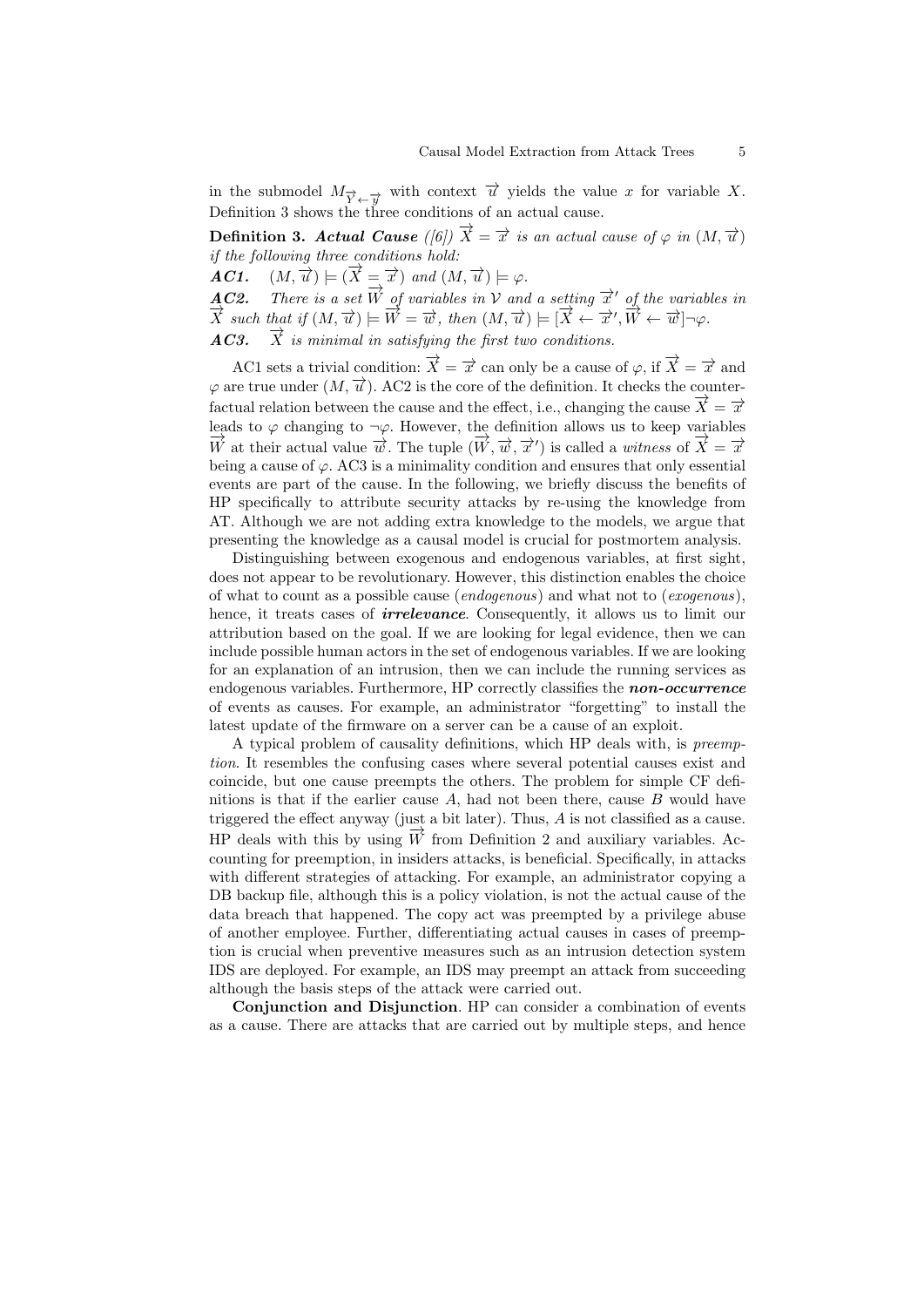in the submodel $M_{\overrightarrow{Y} \leftarrow \overrightarrow{y}}$ with context $\overrightarrow{u}$ yields the value $x$ for variable $X$. Definition 3 shows the three conditions of an actual cause.

**Definition 3.** ***Actual Cause*** *([6])* $\overrightarrow{X} = \overrightarrow{x}$ *is an actual cause of* $\varphi$ *in* $(M, \overrightarrow{u})$ *if the following three conditions hold:*

***AC1.*** $(M, \overrightarrow{u}) \models (\overrightarrow{X} = \overrightarrow{x})$ *and* $(M, \overrightarrow{u}) \models \varphi$.

***AC2.*** *There is a set* $\overrightarrow{W}$ *of variables in* $\mathcal{V}$ *and a setting* $\overrightarrow{x}'$ *of the variables in* $\overrightarrow{X}$ *such that if* $(M, \overrightarrow{u}) \models \overrightarrow{W} = \overrightarrow{w}$, *then* $(M, \overrightarrow{u}) \models [\overrightarrow{X} \leftarrow \overrightarrow{x}', \overrightarrow{W} \leftarrow \overrightarrow{w}]\neg\varphi$.

***AC3.*** $\overrightarrow{X}$ *is minimal in satisfying the first two conditions.*

AC1 sets a trivial condition: $\overrightarrow{X} = \overrightarrow{x}$ can only be a cause of $\varphi$, if $\overrightarrow{X} = \overrightarrow{x}$ and $\varphi$ are true under $(M, \overrightarrow{u})$. AC2 is the core of the definition. It checks the counterfactual relation between the cause and the effect, i.e., changing the cause $\overrightarrow{X} = \overrightarrow{x}$ leads to $\varphi$ changing to $\neg\varphi$. However, the definition allows us to keep variables $\overrightarrow{W}$ at their actual value $\overrightarrow{w}$. The tuple $(\overrightarrow{W}, \overrightarrow{w}, \overrightarrow{x}')$ is called a *witness* of $\overrightarrow{X} = \overrightarrow{x}$ being a cause of $\varphi$. AC3 is a minimality condition and ensures that only essential events are part of the cause. In the following, we briefly discuss the benefits of HP specifically to attribute security attacks by re-using the knowledge from AT. Although we are not adding extra knowledge to the models, we argue that presenting the knowledge as a causal model is crucial for postmortem analysis.

Distinguishing between exogenous and endogenous variables, at first sight, does not appear to be revolutionary. However, this distinction enables the choice of what to count as a possible cause (*endogenous*) and what not to (*exogenous*), hence, it treats cases of ***irrelevance***. Consequently, it allows us to limit our attribution based on the goal. If we are looking for legal evidence, then we can include possible human actors in the set of endogenous variables. If we are looking for an explanation of an intrusion, then we can include the running services as endogenous variables. Furthermore, HP correctly classifies the ***non-occurrence*** of events as causes. For example, an administrator "forgetting" to install the latest update of the firmware on a server can be a cause of an exploit.

A typical problem of causality definitions, which HP deals with, is *preemption*. It resembles the confusing cases where several potential causes exist and coincide, but one cause preempts the others. The problem for simple CF definitions is that if the earlier cause $A$, had not been there, cause $B$ would have triggered the effect anyway (just a bit later). Thus, $A$ is not classified as a cause. HP deals with this by using $\overrightarrow{W}$ from Definition 2 and auxiliary variables. Accounting for preemption, in insiders attacks, is beneficial. Specifically, in attacks with different strategies of attacking. For example, an administrator copying a DB backup file, although this is a policy violation, is not the actual cause of the data breach that happened. The copy act was preempted by a privilege abuse of another employee. Further, differentiating actual causes in cases of preemption is crucial when preventive measures such as an intrusion detection system IDS are deployed. For example, an IDS may preempt an attack from succeeding although the basis steps of the attack were carried out.

**Conjunction and Disjunction**. HP can consider a combination of events as a cause. There are attacks that are carried out by multiple steps, and hence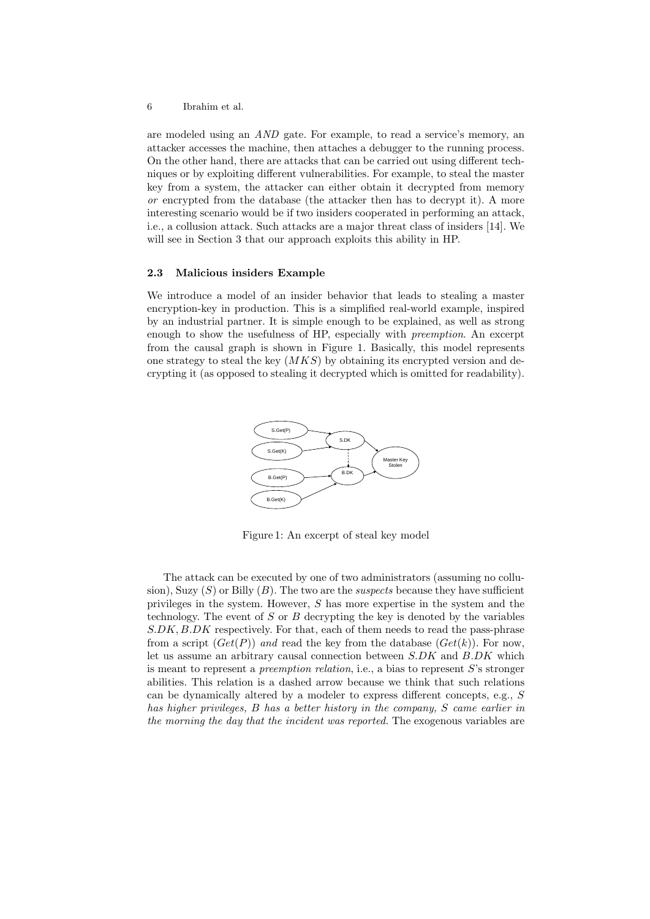are modeled using an *AND* gate. For example, to read a service's memory, an attacker accesses the machine, then attaches a debugger to the running process. On the other hand, there are attacks that can be carried out using different techniques or by exploiting different vulnerabilities. For example, to steal the master key from a system, the attacker can either obtain it decrypted from memory *or* encrypted from the database (the attacker then has to decrypt it). A more interesting scenario would be if two insiders cooperated in performing an attack, i.e., a collusion attack. Such attacks are a major threat class of insiders [14]. We will see in Section 3 that our approach exploits this ability in HP.

### 2.3 Malicious insiders Example

We introduce a model of an insider behavior that leads to stealing a master encryption-key in production. This is a simplified real-world example, inspired by an industrial partner. It is simple enough to be explained, as well as strong enough to show the usefulness of HP, especially with *preemption*. An excerpt from the causal graph is shown in Figure 1. Basically, this model represents one strategy to steal the key ($MKS$) by obtaining its encrypted version and decrypting it (as opposed to stealing it decrypted which is omitted for readability).

Figure 1: An excerpt of steal key model

The attack can be executed by one of two administrators (assuming no collusion), Suzy ($S$) or Billy ($B$). The two are the *suspects* because they have sufficient privileges in the system. However, $S$ has more expertise in the system and the technology. The event of $S$ or $B$ decrypting the key is denoted by the variables $S.DK, B.DK$ respectively. For that, each of them needs to read the pass-phrase from a script ($Get(P)$) *and* read the key from the database ($Get(k)$). For now, let us assume an arbitrary causal connection between $S.DK$ and $B.DK$ which is meant to represent a *preemption relation*, i.e., a bias to represent $S$'s stronger abilities. This relation is a dashed arrow because we think that such relations can be dynamically altered by a modeler to express different concepts, e.g., *$S$ has higher privileges, $B$ has a better history in the company, $S$ came earlier in the morning the day that the incident was reported.* The exogenous variables are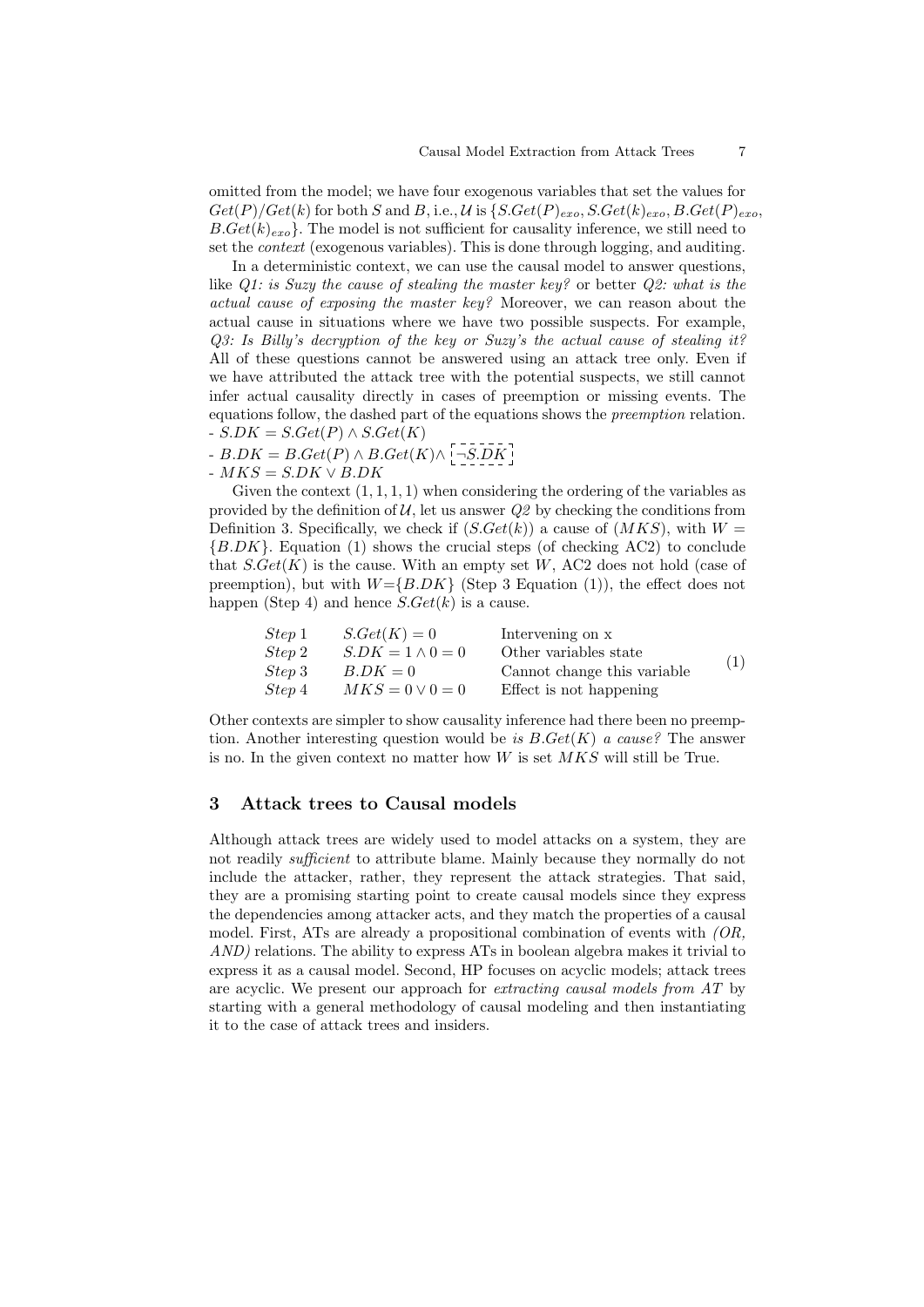omitted from the model; we have four exogenous variables that set the values for $Get(P)/Get(k)$ for both $S$ and $B$, i.e., $\mathcal{U}$ is $\{S.Get(P)_{exo}, S.Get(k)_{exo}, B.Get(P)_{exo}, B.Get(k)_{exo}\}$. The model is not sufficient for causality inference, we still need to set the *context* (exogenous variables). This is done through logging, and auditing.

In a deterministic context, we can use the causal model to answer questions, like *Q1: is Suzy the cause of stealing the master key?* or better *Q2: what is the actual cause of exposing the master key?* Moreover, we can reason about the actual cause in situations where we have two possible suspects. For example, *Q3: Is Billy's decryption of the key or Suzy's the actual cause of stealing it?* All of these questions cannot be answered using an attack tree only. Even if we have attributed the attack tree with the potential suspects, we still cannot infer actual causality directly in cases of preemption or missing events. The equations follow, the dashed part of the equations shows the *preemption* relation.

- $S.DK = S.Get(P) \wedge S.Get(K)$
- $B.DK = B.Get(P) \wedge B.Get(K) \wedge \boxed{\neg S.DK}$
- $MKS = S.DK \vee B.DK$

Given the context $(1, 1, 1, 1)$ when considering the ordering of the variables as provided by the definition of $\mathcal{U}$, let us answer *Q2* by checking the conditions from Definition 3. Specifically, we check if $(S.Get(k))$ a cause of $(MKS)$, with $W = \{B.DK\}$. Equation (1) shows the crucial steps (of checking AC2) to conclude that $S.Get(K)$ is the cause. With an empty set $W$, AC2 does not hold (case of preemption), but with $W$=$\{B.DK\}$ (Step 3 Equation (1)), the effect does not happen (Step 4) and hence $S.Get(k)$ is a cause.

$$
\begin{array}{lll}
\textit{Step } 1 & S.Get(K) = 0 & \text{Intervening on x} \\
\textit{Step } 2 & S.DK = 1 \wedge 0 = 0 & \text{Other variables state} \\
\textit{Step } 3 & B.DK = 0 & \text{Cannot change this variable} \\
\textit{Step } 4 & MKS = 0 \vee 0 = 0 & \text{Effect is not happening}
\end{array}
\tag{1}
$$

Other contexts are simpler to show causality inference had there been no preemption. Another interesting question would be *is $B.Get(K)$ a cause?* The answer is no. In the given context no matter how $W$ is set $MKS$ will still be True.

## 3 Attack trees to Causal models

Although attack trees are widely used to model attacks on a system, they are not readily *sufficient* to attribute blame. Mainly because they normally do not include the attacker, rather, they represent the attack strategies. That said, they are a promising starting point to create causal models since they express the dependencies among attacker acts, and they match the properties of a causal model. First, ATs are already a propositional combination of events with *(OR, AND)* relations. The ability to express ATs in boolean algebra makes it trivial to express it as a causal model. Second, HP focuses on acyclic models; attack trees are acyclic. We present our approach for *extracting causal models from AT* by starting with a general methodology of causal modeling and then instantiating it to the case of attack trees and insiders.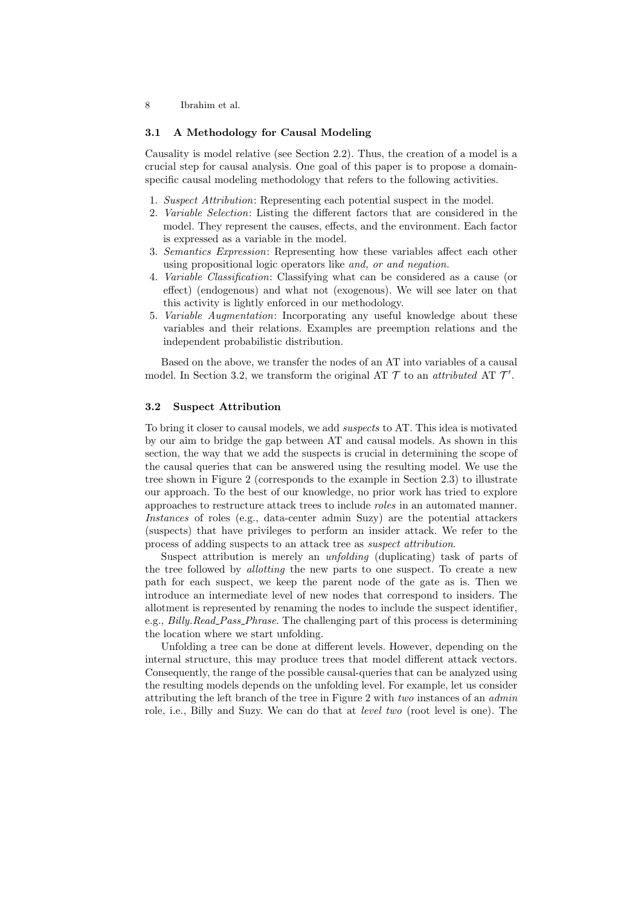### 3.1 A Methodology for Causal Modeling

Causality is model relative (see Section 2.2). Thus, the creation of a model is a crucial step for causal analysis. One goal of this paper is to propose a domain-specific causal modeling methodology that refers to the following activities.

1. *Suspect Attribution*: Representing each potential suspect in the model.
2. *Variable Selection*: Listing the different factors that are considered in the model. They represent the causes, effects, and the environment. Each factor is expressed as a variable in the model.
3. *Semantics Expression*: Representing how these variables affect each other using propositional logic operators like *and, or and negation.*
4. *Variable Classification*: Classifying what can be considered as a cause (or effect) (endogenous) and what not (exogenous). We will see later on that this activity is lightly enforced in our methodology.
5. *Variable Augmentation*: Incorporating any useful knowledge about these variables and their relations. Examples are preemption relations and the independent probabilistic distribution.

Based on the above, we transfer the nodes of an AT into variables of a causal model. In Section 3.2, we transform the original AT $\mathcal{T}$ to an *attributed* AT $\mathcal{T}'$.

### 3.2 Suspect Attribution

To bring it closer to causal models, we add *suspects* to AT. This idea is motivated by our aim to bridge the gap between AT and causal models. As shown in this section, the way that we add the suspects is crucial in determining the scope of the causal queries that can be answered using the resulting model. We use the tree shown in Figure 2 (corresponds to the example in Section 2.3) to illustrate our approach. To the best of our knowledge, no prior work has tried to explore approaches to restructure attack trees to include *roles* in an automated manner. *Instances* of roles (e.g., data-center admin Suzy) are the potential attackers (suspects) that have privileges to perform an insider attack. We refer to the process of adding suspects to an attack tree as *suspect attribution*.

Suspect attribution is merely an *unfolding* (duplicating) task of parts of the tree followed by *allotting* the new parts to one suspect. To create a new path for each suspect, we keep the parent node of the gate as is. Then we introduce an intermediate level of new nodes that correspond to insiders. The allotment is represented by renaming the nodes to include the suspect identifier, e.g., *Billy.Read_Pass_Phrase*. The challenging part of this process is determining the location where we start unfolding.

Unfolding a tree can be done at different levels. However, depending on the internal structure, this may produce trees that model different attack vectors. Consequently, the range of the possible causal-queries that can be analyzed using the resulting models depends on the unfolding level. For example, let us consider attributing the left branch of the tree in Figure 2 with *two* instances of an *admin* role, i.e., Billy and Suzy. We can do that at *level two* (root level is one). The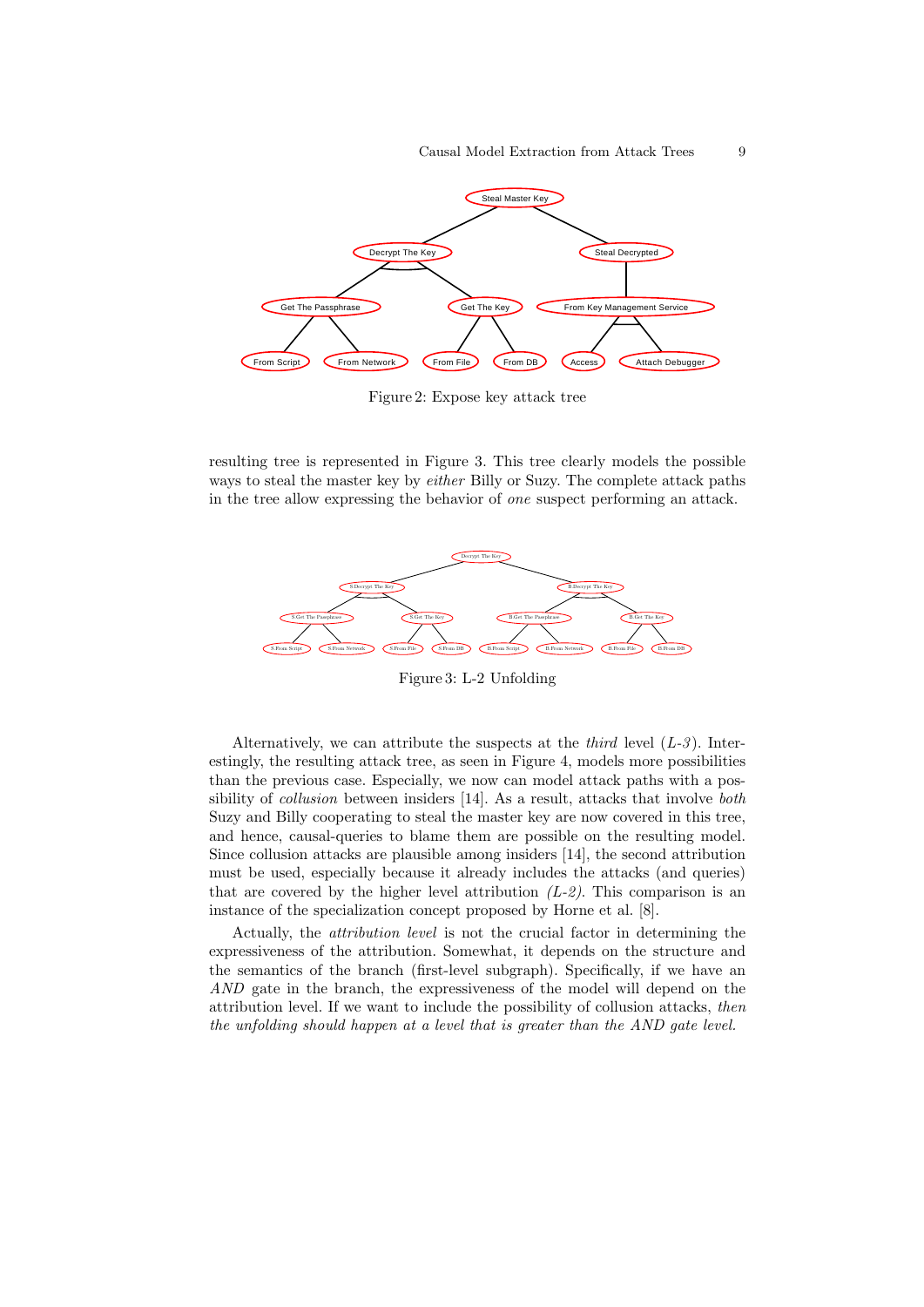Figure 2: Expose key attack tree

resulting tree is represented in Figure 3. This tree clearly models the possible ways to steal the master key by *either* Billy or Suzy. The complete attack paths in the tree allow expressing the behavior of *one* suspect performing an attack.

Figure 3: L-2 Unfolding

Alternatively, we can attribute the suspects at the *third* level (*L-3*). Interestingly, the resulting attack tree, as seen in Figure 4, models more possibilities than the previous case. Especially, we now can model attack paths with a possibility of *collusion* between insiders [14]. As a result, attacks that involve *both* Suzy and Billy cooperating to steal the master key are now covered in this tree, and hence, causal-queries to blame them are possible on the resulting model. Since collusion attacks are plausible among insiders [14], the second attribution must be used, especially because it already includes the attacks (and queries) that are covered by the higher level attribution *(L-2)*. This comparison is an instance of the specialization concept proposed by Horne et al. [8].

Actually, the *attribution level* is not the crucial factor in determining the expressiveness of the attribution. Somewhat, it depends on the structure and the semantics of the branch (first-level subgraph). Specifically, if we have an *AND* gate in the branch, the expressiveness of the model will depend on the attribution level. If we want to include the possibility of collusion attacks, *then the unfolding should happen at a level that is greater than the AND gate level.*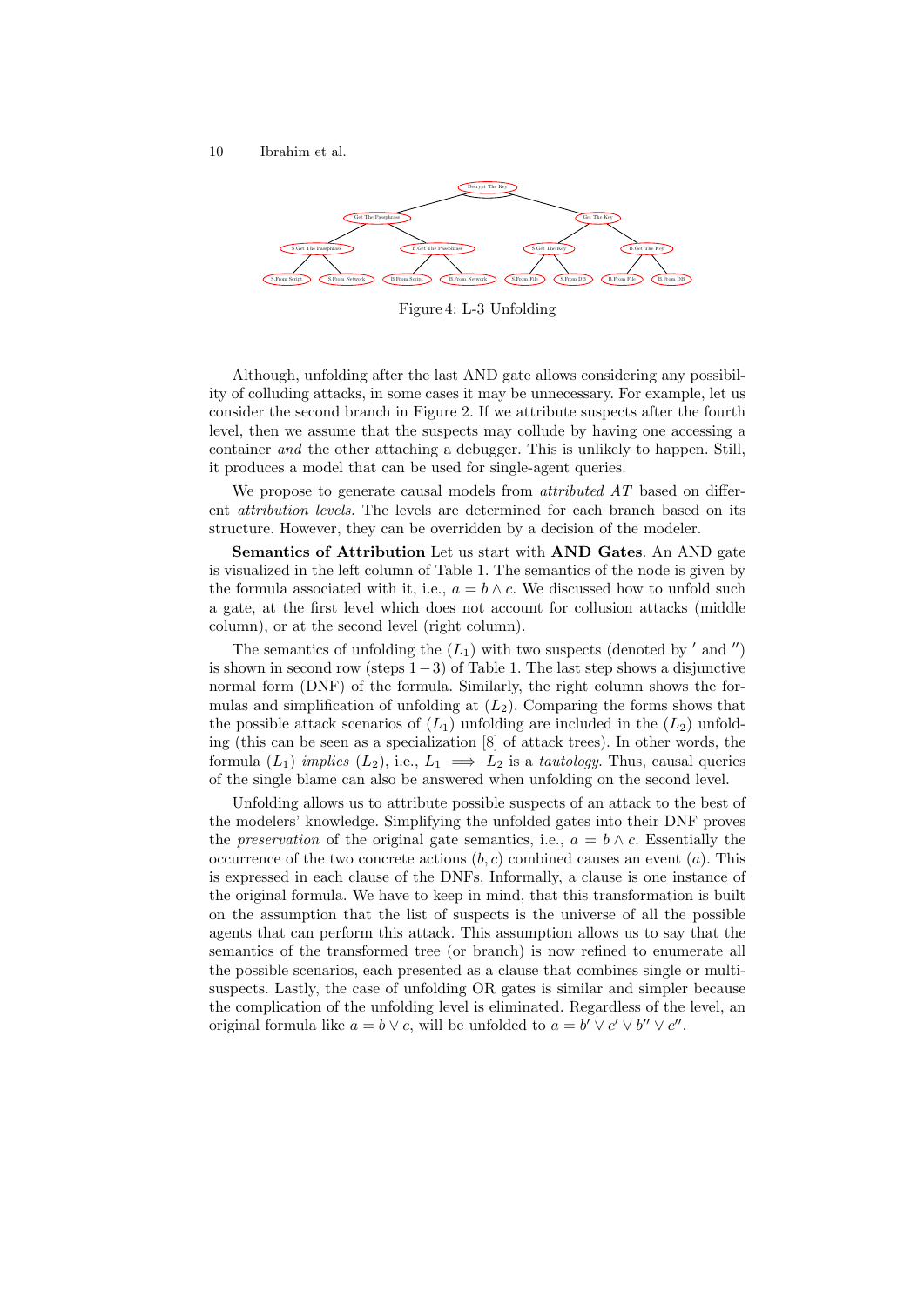Figure 4: L-3 Unfolding

Although, unfolding after the last AND gate allows considering any possibility of colluding attacks, in some cases it may be unnecessary. For example, let us consider the second branch in Figure 2. If we attribute suspects after the fourth level, then we assume that the suspects may collude by having one accessing a container *and* the other attaching a debugger. This is unlikely to happen. Still, it produces a model that can be used for single-agent queries.

We propose to generate causal models from *attributed AT* based on different *attribution levels*. The levels are determined for each branch based on its structure. However, they can be overridden by a decision of the modeler.

**Semantics of Attribution** Let us start with **AND Gates**. An AND gate is visualized in the left column of Table 1. The semantics of the node is given by the formula associated with it, i.e., $a = b \wedge c$. We discussed how to unfold such a gate, at the first level which does not account for collusion attacks (middle column), or at the second level (right column).

The semantics of unfolding the ($L_1$) with two suspects (denoted by $'$ and $''$) is shown in second row (steps $1-3$) of Table 1. The last step shows a disjunctive normal form (DNF) of the formula. Similarly, the right column shows the formulas and simplification of unfolding at ($L_2$). Comparing the forms shows that the possible attack scenarios of ($L_1$) unfolding are included in the ($L_2$) unfolding (this can be seen as a specialization [8] of attack trees). In other words, the formula ($L_1$) *implies* ($L_2$), i.e., $L_1 \implies L_2$ is a *tautology*. Thus, causal queries of the single blame can also be answered when unfolding on the second level.

Unfolding allows us to attribute possible suspects of an attack to the best of the modelers' knowledge. Simplifying the unfolded gates into their DNF proves the *preservation* of the original gate semantics, i.e., $a = b \wedge c$. Essentially the occurrence of the two concrete actions $(b, c)$ combined causes an event $(a)$. This is expressed in each clause of the DNFs. Informally, a clause is one instance of the original formula. We have to keep in mind, that this transformation is built on the assumption that the list of suspects is the universe of all the possible agents that can perform this attack. This assumption allows us to say that the semantics of the transformed tree (or branch) is now refined to enumerate all the possible scenarios, each presented as a clause that combines single or multi-suspects. Lastly, the case of unfolding OR gates is similar and simpler because the complication of the unfolding level is eliminated. Regardless of the level, an original formula like $a = b \vee c$, will be unfolded to $a = b' \vee c' \vee b'' \vee c''$.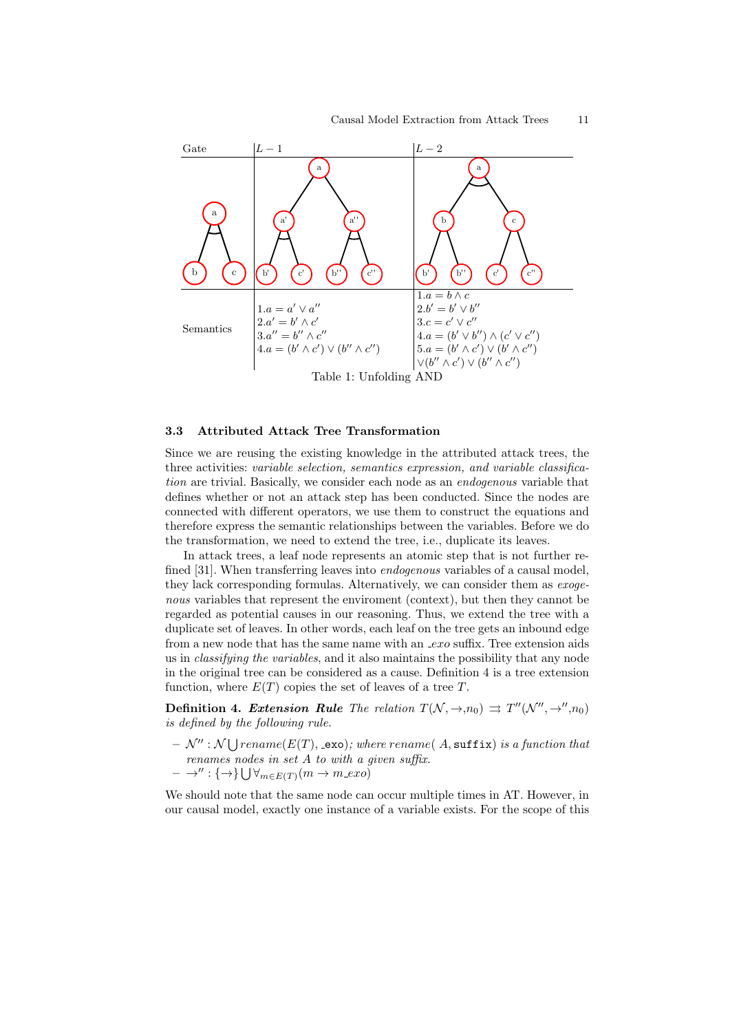| Gate | $L-1$ | $L-2$ |
|---|---|---|
| (tree: a AND (b, c)) | (tree: a OR (a', a''); a' AND (b', c'); a'' AND (b'', c'')) | (tree: a AND (b, c); b OR (b', b''); c OR (c', c'')) |
| Semantics | $1.a = a' \lor a''$<br>$2.a' = b' \land c'$<br>$3.a'' = b'' \land c''$<br>$4.a = (b' \land c') \lor (b'' \land c'')$ | $1.a = b \land c$<br>$2.b' = b' \lor b''$<br>$3.c = c' \lor c''$<br>$4.a = (b' \lor b'') \land (c' \lor c'')$<br>$5.a = (b' \land c') \lor (b' \land c'')$<br>$\lor (b'' \land c') \lor (b'' \land c'')$ |

Table 1: Unfolding AND

### 3.3 Attributed Attack Tree Transformation

Since we are reusing the existing knowledge in the attributed attack trees, the three activities: *variable selection, semantics expression, and variable classification* are trivial. Basically, we consider each node as an *endogenous* variable that defines whether or not an attack step has been conducted. Since the nodes are connected with different operators, we use them to construct the equations and therefore express the semantic relationships between the variables. Before we do the transformation, we need to extend the tree, i.e., duplicate its leaves.

In attack trees, a leaf node represents an atomic step that is not further refined [31]. When transferring leaves into *endogenous* variables of a causal model, they lack corresponding formulas. Alternatively, we can consider them as *exogenous* variables that represent the enviroment (context), but then they cannot be regarded as potential causes in our reasoning. Thus, we extend the tree with a duplicate set of leaves. In other words, each leaf on the tree gets an inbound edge from a new node that has the same name with an *_exo* suffix. Tree extension aids us in *classifying the variables*, and it also maintains the possibility that any node in the original tree can be considered as a cause. Definition 4 is a tree extension function, where $E(T)$ copies the set of leaves of a tree $T$.

**Definition 4.** ***Extension Rule*** *The relation* $T(\mathcal{N}, \rightarrow, n_0) \rightrightarrows T''(\mathcal{N}'', \rightarrow'', n_0)$ *is defined by the following rule.*

- $\mathcal{N}'' : \mathcal{N} \bigcup rename(E(T), \texttt{\_exo})$*; where* $rename(A, \texttt{suffix})$ *is a function that renames nodes in set* $A$ *to with a given suffix.*
- $\rightarrow'' : \{\rightarrow\} \bigcup \forall_{m \in E(T)} (m \rightarrow m\_exo)$

We should note that the same node can occur multiple times in AT. However, in our causal model, exactly one instance of a variable exists. For the scope of this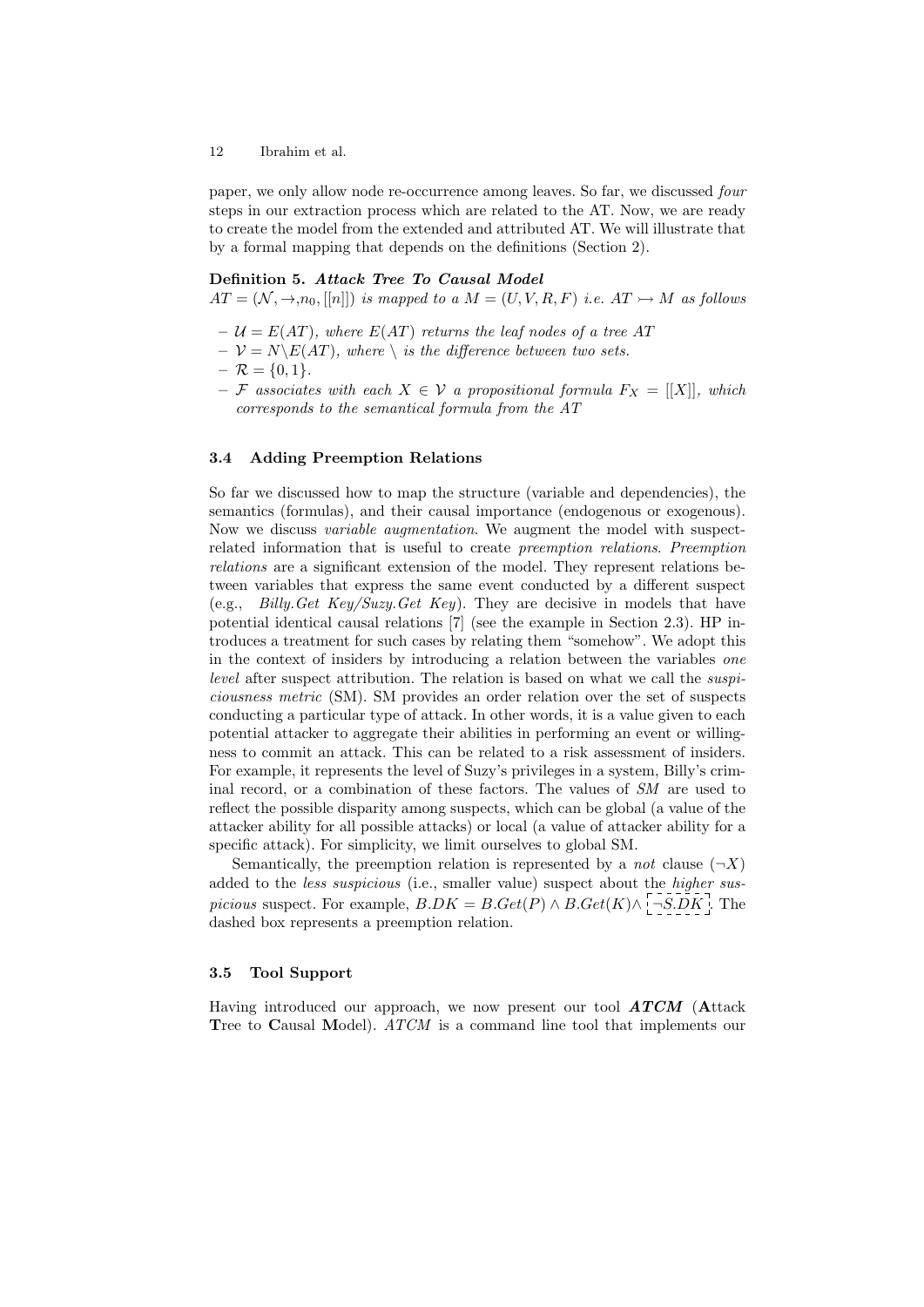paper, we only allow node re-occurrence among leaves. So far, we discussed *four* steps in our extraction process which are related to the AT. Now, we are ready to create the model from the extended and attributed AT. We will illustrate that by a formal mapping that depends on the definitions (Section 2).

**Definition 5.** ***Attack Tree To Causal Model***
*$AT = (\mathcal{N}, \rightarrow, n_0, [[n]])$ is mapped to a $M = (U, V, R, F)$ i.e. $AT \rightarrowtail M$ as follows*

- *$\mathcal{U} = E(AT)$, where $E(AT)$ returns the leaf nodes of a tree $AT$*
- *$\mathcal{V} = N \backslash E(AT)$, where $\backslash$ is the difference between two sets.*
- *$\mathcal{R} = \{0, 1\}$.*
- *$\mathcal{F}$ associates with each $X \in \mathcal{V}$ a propositional formula $F_X = [[X]]$, which corresponds to the semantical formula from the AT*

### 3.4 Adding Preemption Relations

So far we discussed how to map the structure (variable and dependencies), the semantics (formulas), and their causal importance (endogenous or exogenous). Now we discuss *variable augmentation*. We augment the model with suspect-related information that is useful to create *preemption relations*. *Preemption relations* are a significant extension of the model. They represent relations between variables that express the same event conducted by a different suspect (e.g., *Billy.Get Key*/*Suzy.Get Key*). They are decisive in models that have potential identical causal relations [7] (see the example in Section 2.3). HP introduces a treatment for such cases by relating them "somehow". We adopt this in the context of insiders by introducing a relation between the variables *one level* after suspect attribution. The relation is based on what we call the *suspiciousness metric* (SM). SM provides an order relation over the set of suspects conducting a particular type of attack. In other words, it is a value given to each potential attacker to aggregate their abilities in performing an event or willingness to commit an attack. This can be related to a risk assessment of insiders. For example, it represents the level of Suzy's privileges in a system, Billy's criminal record, or a combination of these factors. The values of *SM* are used to reflect the possible disparity among suspects, which can be global (a value of the attacker ability for all possible attacks) or local (a value of attacker ability for a specific attack). For simplicity, we limit ourselves to global SM.

Semantically, the preemption relation is represented by a *not* clause ($\neg X$) added to the *less suspicious* (i.e., smaller value) suspect about the *higher suspicious* suspect. For example, $B.DK = B.Get(P) \wedge B.Get(K) \wedge \boxed{\neg S.DK}$. The dashed box represents a preemption relation.

### 3.5 Tool Support

Having introduced our approach, we now present our tool ***ATCM*** (**A**ttack **T**ree to **C**ausal **M**odel). *ATCM* is a command line tool that implements our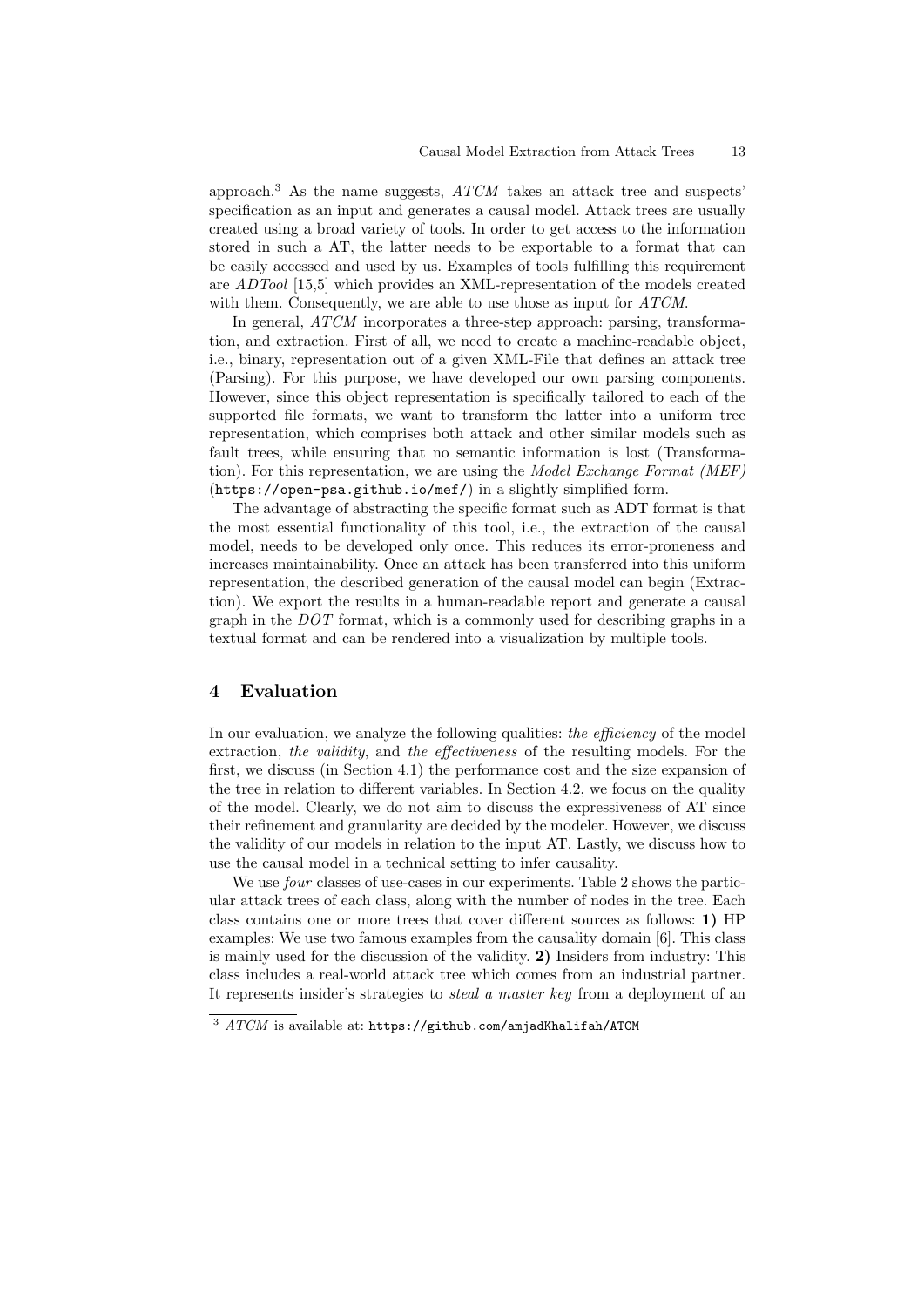approach.[3] As the name suggests, *ATCM* takes an attack tree and suspects' specification as an input and generates a causal model. Attack trees are usually created using a broad variety of tools. In order to get access to the information stored in such a AT, the latter needs to be exportable to a format that can be easily accessed and used by us. Examples of tools fulfilling this requirement are *ADTool* [15,5] which provides an XML-representation of the models created with them. Consequently, we are able to use those as input for *ATCM*.

In general, *ATCM* incorporates a three-step approach: parsing, transformation, and extraction. First of all, we need to create a machine-readable object, i.e., binary, representation out of a given XML-File that defines an attack tree (Parsing). For this purpose, we have developed our own parsing components. However, since this object representation is specifically tailored to each of the supported file formats, we want to transform the latter into a uniform tree representation, which comprises both attack and other similar models such as fault trees, while ensuring that no semantic information is lost (Transformation). For this representation, we are using the *Model Exchange Format (MEF)* (`https://open-psa.github.io/mef/`) in a slightly simplified form.

The advantage of abstracting the specific format such as ADT format is that the most essential functionality of this tool, i.e., the extraction of the causal model, needs to be developed only once. This reduces its error-proneness and increases maintainability. Once an attack has been transferred into this uniform representation, the described generation of the causal model can begin (Extraction). We export the results in a human-readable report and generate a causal graph in the *DOT* format, which is a commonly used for describing graphs in a textual format and can be rendered into a visualization by multiple tools.

## 4 Evaluation

In our evaluation, we analyze the following qualities: *the efficiency* of the model extraction, *the validity*, and *the effectiveness* of the resulting models. For the first, we discuss (in Section 4.1) the performance cost and the size expansion of the tree in relation to different variables. In Section 4.2, we focus on the quality of the model. Clearly, we do not aim to discuss the expressiveness of AT since their refinement and granularity are decided by the modeler. However, we discuss the validity of our models in relation to the input AT. Lastly, we discuss how to use the causal model in a technical setting to infer causality.

We use *four* classes of use-cases in our experiments. Table 2 shows the particular attack trees of each class, along with the number of nodes in the tree. Each class contains one or more trees that cover different sources as follows: **1)** HP examples: We use two famous examples from the causality domain [6]. This class is mainly used for the discussion of the validity. **2)** Insiders from industry: This class includes a real-world attack tree which comes from an industrial partner. It represents insider's strategies to *steal a master key* from a deployment of an

[3] *ATCM* is available at: `https://github.com/amjadKhalifah/ATCM`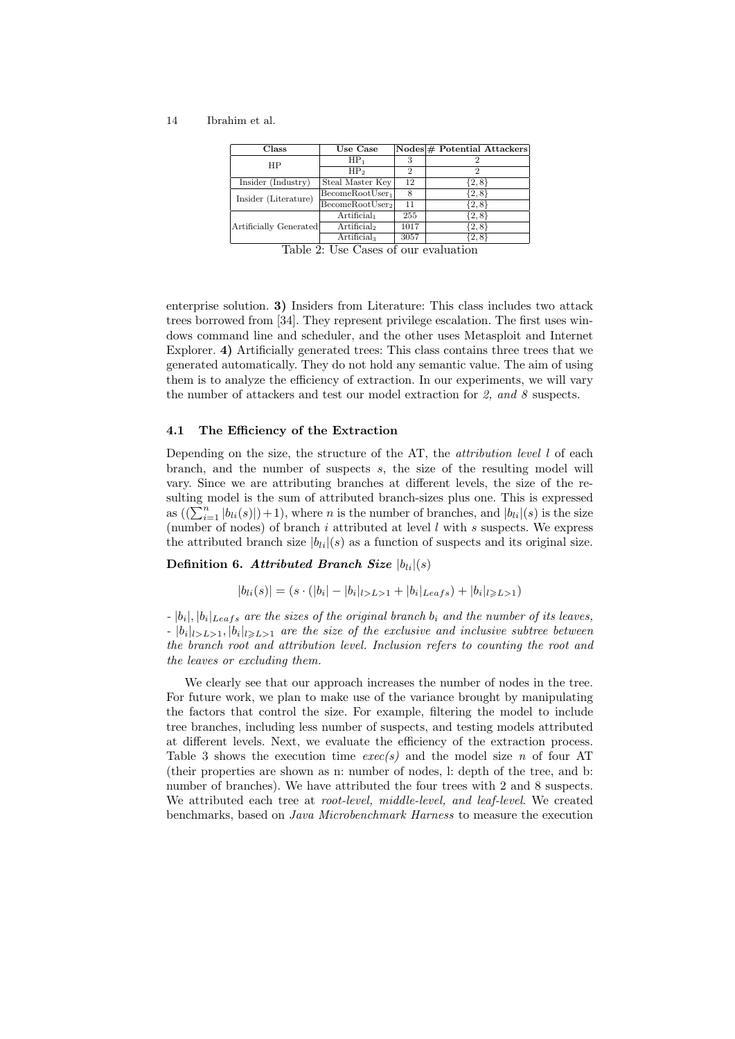| Class | Use Case | Nodes | # Potential Attackers |
|---|---|---|---|
| HP | $HP_1$ | 3 | 2 |
| | $HP_2$ | 2 | 2 |
| Insider (Industry) | Steal Master Key | 12 | $\{2, 8\}$ |
| Insider (Literature) | $BecomeRootUser_1$ | 8 | $\{2, 8\}$ |
| | $BecomeRootUser_2$ | 11 | $\{2, 8\}$ |
| Artificially Generated | $Artificial_1$ | 255 | $\{2, 8\}$ |
| | $Artificial_2$ | 1017 | $\{2, 8\}$ |
| | $Artificial_3$ | 3057 | $\{2, 8\}$ |

Table 2: Use Cases of our evaluation

enterprise solution. **3)** Insiders from Literature: This class includes two attack trees borrowed from [34]. They represent privilege escalation. The first uses windows command line and scheduler, and the other uses Metasploit and Internet Explorer. **4)** Artificially generated trees: This class contains three trees that we generated automatically. They do not hold any semantic value. The aim of using them is to analyze the efficiency of extraction. In our experiments, we will vary the number of attackers and test our model extraction for *2, and 8* suspects.

### 4.1 The Efficiency of the Extraction

Depending on the size, the structure of the AT, the *attribution level* $l$ of each branch, and the number of suspects $s$, the size of the resulting model will vary. Since we are attributing branches at different levels, the size of the resulting model is the sum of attributed branch-sizes plus one. This is expressed as $((\sum_{i=1}^{n} |b_{li}(s)|) + 1)$, where $n$ is the number of branches, and $|b_{li}|(s)$ is the size (number of nodes) of branch $i$ attributed at level $l$ with $s$ suspects. We express the attributed branch size $|b_{li}|(s)$ as a function of suspects and its original size.

**Definition 6.** ***Attributed Branch Size*** $|b_{li}|(s)$

$$|b_{li}(s)| = (s \cdot (|b_i| - |b_i|_{l>L>1} + |b_i|_{Leafs}) + |b_i|_{l \geqslant L > 1})$$

- $|b_i|, |b_i|_{Leafs}$ *are the sizes of the original branch* $b_i$ *and the number of its leaves,*
- $|b_i|_{l>L>1}, |b_i|_{l \geqslant L>1}$ *are the size of the exclusive and inclusive subtree between the branch root and attribution level. Inclusion refers to counting the root and the leaves or excluding them.*

We clearly see that our approach increases the number of nodes in the tree. For future work, we plan to make use of the variance brought by manipulating the factors that control the size. For example, filtering the model to include tree branches, including less number of suspects, and testing models attributed at different levels. Next, we evaluate the efficiency of the extraction process. Table 3 shows the execution time *exec(s)* and the model size $n$ of four AT (their properties are shown as n: number of nodes, l: depth of the tree, and b: number of branches). We have attributed the four trees with 2 and 8 suspects. We attributed each tree at *root-level, middle-level, and leaf-level*. We created benchmarks, based on *Java Microbenchmark Harness* to measure the execution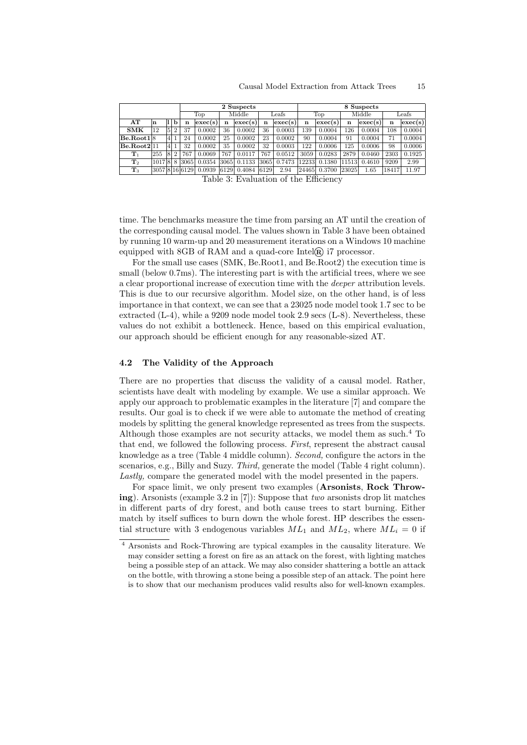| | | | | 2 Suspects | | | | | | 8 Suspects | | | | | |
|---|---|---|---|---|---|---|---|---|---|---|---|---|---|---|---|
| | | | | Top | | Middle | | Leafs | | Top | | Middle | | Leafs | |
| **AT** | **n** | **l** | **b** | **n** | **exec(s)** | **n** | **exec(s)** | **n** | **exec(s)** | **n** | **exec(s)** | **n** | **exec(s)** | **n** | **exec(s)** |
| **SMK** | 12 | 5 | 2 | 37 | 0.0002 | 36 | 0.0002 | 36 | 0.0003 | 139 | 0.0004 | 126 | 0.0004 | 108 | 0.0004 |
| **Be.Root1** | 8 | 4 | 1 | 24 | 0.0002 | 25 | 0.0002 | 23 | 0.0002 | 90 | 0.0004 | 91 | 0.0004 | 71 | 0.0004 |
| **Be.Root2** | 11 | 4 | 1 | 32 | 0.0002 | 35 | 0.0002 | 32 | 0.0003 | 122 | 0.0006 | 125 | 0.0006 | 98 | 0.0006 |
| $\mathbf{T}_1$ | 255 | 8 | 2 | 767 | 0.0069 | 767 | 0.0117 | 767 | 0.0512 | 3059 | 0.0283 | 2879 | 0.0460 | 2303 | 0.1925 |
| $\mathbf{T}_2$ | 1017 | 8 | 8 | 3065 | 0.0354 | 3065 | 0.1133 | 3065 | 0.7473 | 12233 | 0.1380 | 11513 | 0.4610 | 9209 | 2.99 |
| $\mathbf{T}_3$ | 3057 | 8 | 16 | 6129 | 0.0939 | 6129 | 0.4084 | 6129 | 2.94 | 24465 | 0.3700 | 23025 | 1.65 | 18417 | 11.97 |

Table 3: Evaluation of the Efficiency

time. The benchmarks measure the time from parsing an AT until the creation of the corresponding causal model. The values shown in Table 3 have been obtained by running 10 warm-up and 20 measurement iterations on a Windows 10 machine equipped with 8GB of RAM and a quad-core Intel® i7 processor.

For the small use cases (SMK, Be.Root1, and Be.Root2) the execution time is small (below 0.7ms). The interesting part is with the artificial trees, where we see a clear proportional increase of execution time with the *deeper* attribution levels. This is due to our recursive algorithm. Model size, on the other hand, is of less importance in that context, we can see that a 23025 node model took 1.7 sec to be extracted (L-4), while a 9209 node model took 2.9 secs (L-8). Nevertheless, these values do not exhibit a bottleneck. Hence, based on this empirical evaluation, our approach should be efficient enough for any reasonable-sized AT.

### 4.2 The Validity of the Approach

There are no properties that discuss the validity of a causal model. Rather, scientists have dealt with modeling by example. We use a similar approach. We apply our approach to problematic examples in the literature [7] and compare the results. Our goal is to check if we were able to automate the method of creating models by splitting the general knowledge represented as trees from the suspects. Although those examples are not security attacks, we model them as such.[4] To that end, we followed the following process. *First*, represent the abstract causal knowledge as a tree (Table 4 middle column). *Second,* configure the actors in the scenarios, e.g., Billy and Suzy. *Third,* generate the model (Table 4 right column). *Lastly,* compare the generated model with the model presented in the papers.

For space limit, we only present two examples (**Arsonists**, **Rock Throwing**). Arsonists (example 3.2 in [7]): Suppose that *two* arsonists drop lit matches in different parts of dry forest, and both cause trees to start burning. Either match by itself suffices to burn down the whole forest. HP describes the essential structure with 3 endogenous variables $ML_1$ and $ML_2$, where $ML_i = 0$ if

[4] Arsonists and Rock-Throwing are typical examples in the causality literature. We may consider setting a forest on fire as an attack on the forest, with lighting matches being a possible step of an attack. We may also consider shattering a bottle an attack on the bottle, with throwing a stone being a possible step of an attack. The point here is to show that our mechanism produces valid results also for well-known examples.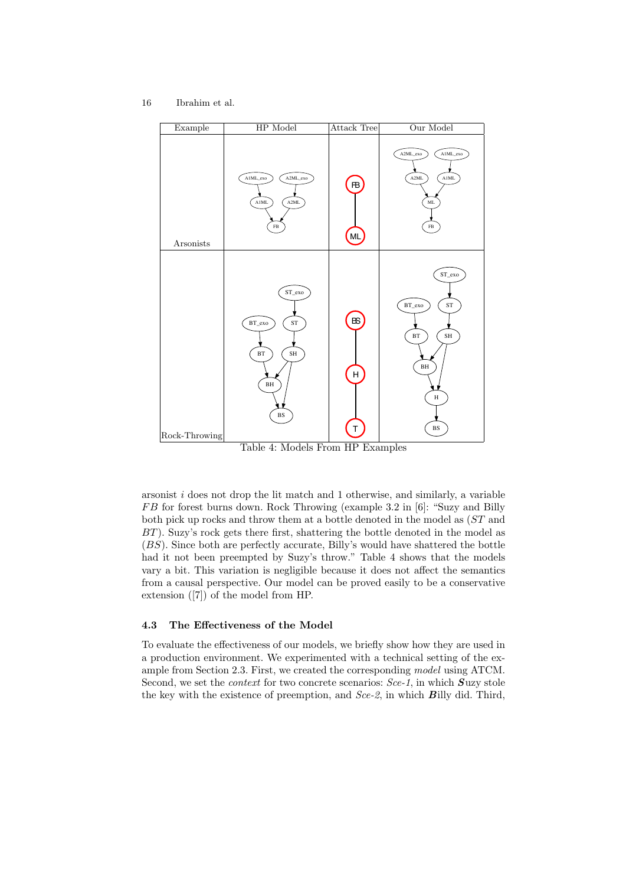| Example | HP Model | Attack Tree | Our Model |
|---|---|---|---|
| Arsonists | | | |
| Rock-Throwing | | | |

Table 4: Models From HP Examples

arsonist $i$ does not drop the lit match and 1 otherwise, and similarly, a variable $FB$ for forest burns down. Rock Throwing (example 3.2 in [6]: "Suzy and Billy both pick up rocks and throw them at a bottle denoted in the model as ($ST$ and $BT$). Suzy's rock gets there first, shattering the bottle denoted in the model as ($BS$). Since both are perfectly accurate, Billy's would have shattered the bottle had it not been preempted by Suzy's throw." Table 4 shows that the models vary a bit. This variation is negligible because it does not affect the semantics from a causal perspective. Our model can be proved easily to be a conservative extension ([7]) of the model from HP.

### 4.3 The Effectiveness of the Model

To evaluate the effectiveness of our models, we briefly show how they are used in a production environment. We experimented with a technical setting of the example from Section 2.3. First, we created the corresponding *model* using ATCM. Second, we set the *context* for two concrete scenarios: *Sce-1*, in which ***S***uzy stole the key with the existence of preemption, and *Sce-2*, in which ***B***illy did. Third,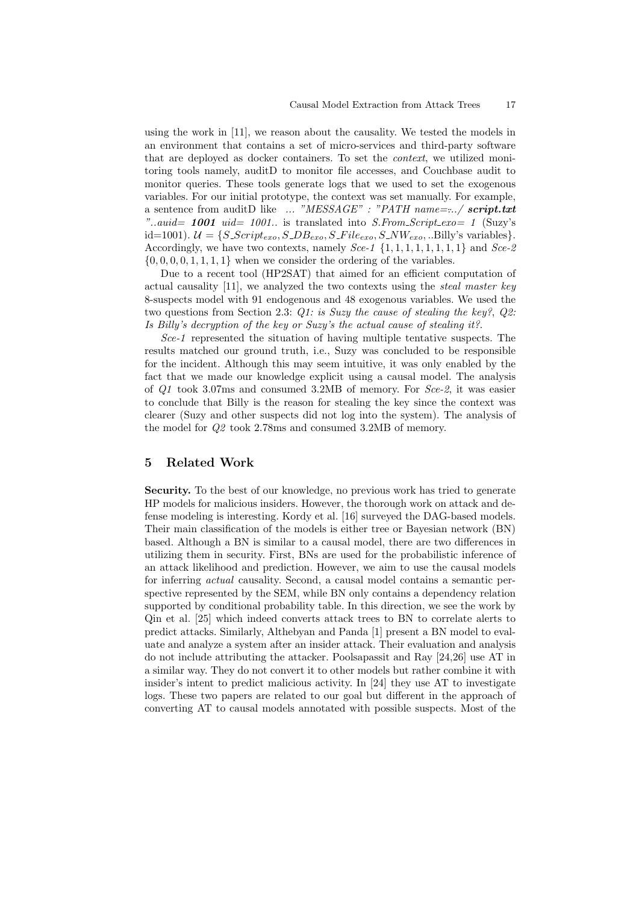using the work in [11], we reason about the causality. We tested the models in an environment that contains a set of micro-services and third-party software that are deployed as docker containers. To set the *context*, we utilized monitoring tools namely, auditD to monitor file accesses, and Couchbase audit to monitor queries. These tools generate logs that we used to set the exogenous variables. For our initial prototype, the context was set manually. For example, a sentence from auditD like *... "MESSAGE" : "PATH name=:../* ***script.txt*** *"..auid=* ***1001*** *uid= 1001..* is translated into *S.From_Script_exo= 1* (Suzy's id=1001). $\mathcal{U} = \{S\_Script_{exo}, S\_DB_{exo}, S\_File_{exo}, S\_NW_{exo}, ..\text{Billy's variables}\}$. Accordingly, we have two contexts, namely *Sce-1* $\{1, 1, 1, 1, 1, 1, 1, 1\}$ and *Sce-2* $\{0, 0, 0, 0, 1, 1, 1, 1\}$ when we consider the ordering of the variables.

Due to a recent tool (HP2SAT) that aimed for an efficient computation of actual causality [11], we analyzed the two contexts using the *steal master key* 8-suspects model with 91 endogenous and 48 exogenous variables. We used the two questions from Section 2.3: *Q1: is Suzy the cause of stealing the key?*, *Q2: Is Billy's decryption of the key or Suzy's the actual cause of stealing it?*.

*Sce-1* represented the situation of having multiple tentative suspects. The results matched our ground truth, i.e., Suzy was concluded to be responsible for the incident. Although this may seem intuitive, it was only enabled by the fact that we made our knowledge explicit using a causal model. The analysis of *Q1* took 3.07ms and consumed 3.2MB of memory. For *Sce-2*, it was easier to conclude that Billy is the reason for stealing the key since the context was clearer (Suzy and other suspects did not log into the system). The analysis of the model for *Q2* took 2.78ms and consumed 3.2MB of memory.

## 5 Related Work

**Security.** To the best of our knowledge, no previous work has tried to generate HP models for malicious insiders. However, the thorough work on attack and defense modeling is interesting. Kordy et al. [16] surveyed the DAG-based models. Their main classification of the models is either tree or Bayesian network (BN) based. Although a BN is similar to a causal model, there are two differences in utilizing them in security. First, BNs are used for the probabilistic inference of an attack likelihood and prediction. However, we aim to use the causal models for inferring *actual* causality. Second, a causal model contains a semantic perspective represented by the SEM, while BN only contains a dependency relation supported by conditional probability table. In this direction, we see the work by Qin et al. [25] which indeed converts attack trees to BN to correlate alerts to predict attacks. Similarly, Althebyan and Panda [1] present a BN model to evaluate and analyze a system after an insider attack. Their evaluation and analysis do not include attributing the attacker. Poolsapassit and Ray [24,26] use AT in a similar way. They do not convert it to other models but rather combine it with insider's intent to predict malicious activity. In [24] they use AT to investigate logs. These two papers are related to our goal but different in the approach of converting AT to causal models annotated with possible suspects. Most of the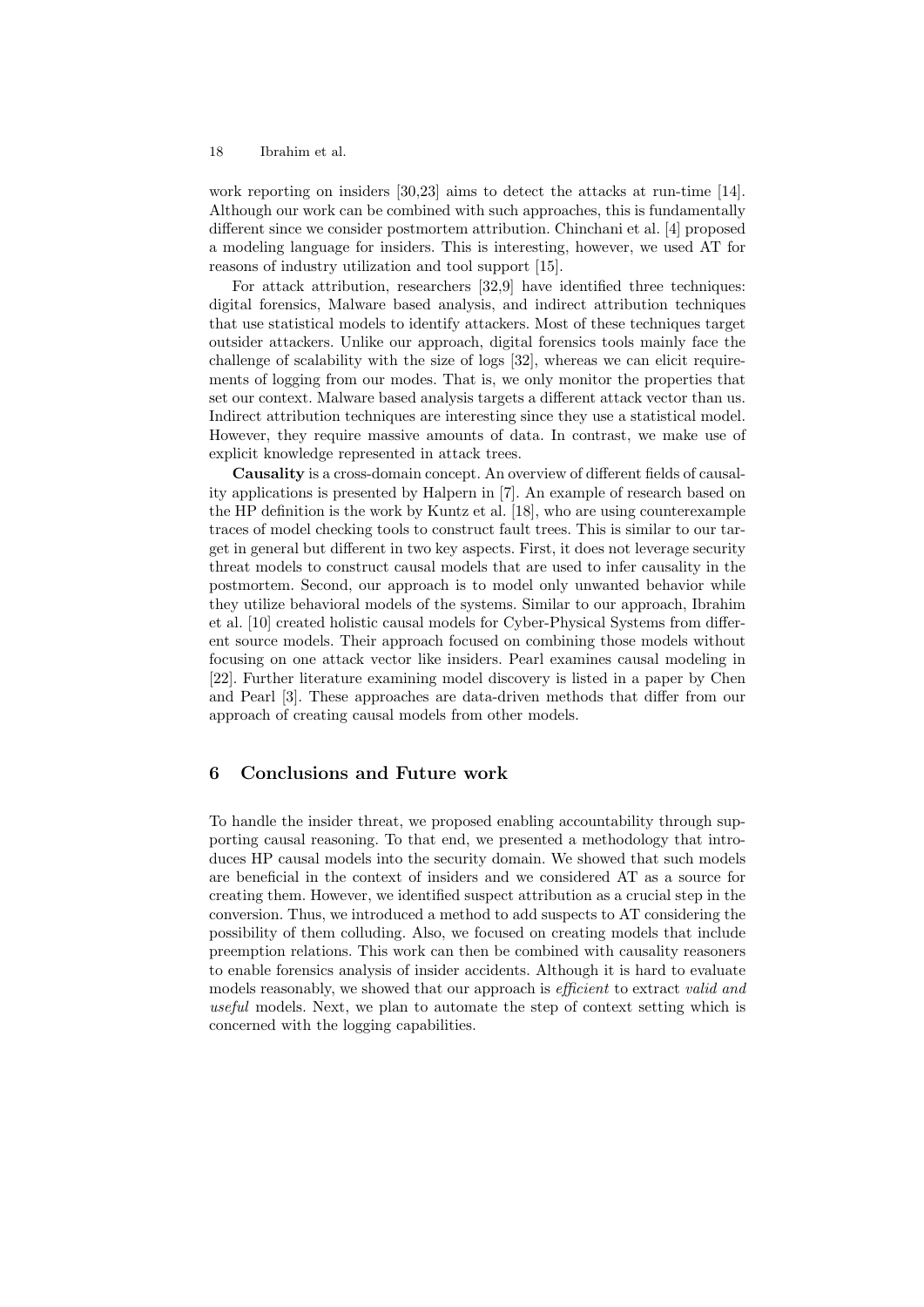work reporting on insiders [30,23] aims to detect the attacks at run-time [14]. Although our work can be combined with such approaches, this is fundamentally different since we consider postmortem attribution. Chinchani et al. [4] proposed a modeling language for insiders. This is interesting, however, we used AT for reasons of industry utilization and tool support [15].

For attack attribution, researchers [32,9] have identified three techniques: digital forensics, Malware based analysis, and indirect attribution techniques that use statistical models to identify attackers. Most of these techniques target outsider attackers. Unlike our approach, digital forensics tools mainly face the challenge of scalability with the size of logs [32], whereas we can elicit requirements of logging from our modes. That is, we only monitor the properties that set our context. Malware based analysis targets a different attack vector than us. Indirect attribution techniques are interesting since they use a statistical model. However, they require massive amounts of data. In contrast, we make use of explicit knowledge represented in attack trees.

**Causality** is a cross-domain concept. An overview of different fields of causality applications is presented by Halpern in [7]. An example of research based on the HP definition is the work by Kuntz et al. [18], who are using counterexample traces of model checking tools to construct fault trees. This is similar to our target in general but different in two key aspects. First, it does not leverage security threat models to construct causal models that are used to infer causality in the postmortem. Second, our approach is to model only unwanted behavior while they utilize behavioral models of the systems. Similar to our approach, Ibrahim et al. [10] created holistic causal models for Cyber-Physical Systems from different source models. Their approach focused on combining those models without focusing on one attack vector like insiders. Pearl examines causal modeling in [22]. Further literature examining model discovery is listed in a paper by Chen and Pearl [3]. These approaches are data-driven methods that differ from our approach of creating causal models from other models.

## 6 Conclusions and Future work

To handle the insider threat, we proposed enabling accountability through supporting causal reasoning. To that end, we presented a methodology that introduces HP causal models into the security domain. We showed that such models are beneficial in the context of insiders and we considered AT as a source for creating them. However, we identified suspect attribution as a crucial step in the conversion. Thus, we introduced a method to add suspects to AT considering the possibility of them colluding. Also, we focused on creating models that include preemption relations. This work can then be combined with causality reasoners to enable forensics analysis of insider accidents. Although it is hard to evaluate models reasonably, we showed that our approach is *efficient* to extract *valid and useful* models. Next, we plan to automate the step of context setting which is concerned with the logging capabilities.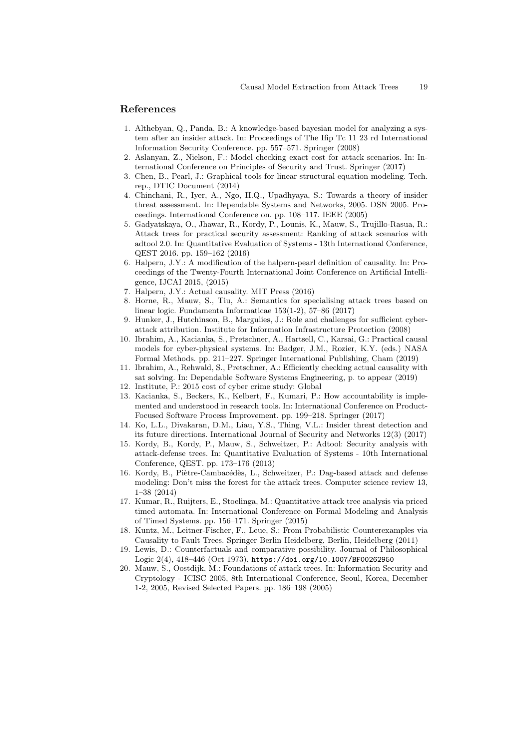## References

1. Althebyan, Q., Panda, B.: A knowledge-based bayesian model for analyzing a system after an insider attack. In: Proceedings of The Ifip Tc 11 23 rd International Information Security Conference. pp. 557–571. Springer (2008)
2. Aslanyan, Z., Nielson, F.: Model checking exact cost for attack scenarios. In: International Conference on Principles of Security and Trust. Springer (2017)
3. Chen, B., Pearl, J.: Graphical tools for linear structural equation modeling. Tech. rep., DTIC Document (2014)
4. Chinchani, R., Iyer, A., Ngo, H.Q., Upadhyaya, S.: Towards a theory of insider threat assessment. In: Dependable Systems and Networks, 2005. DSN 2005. Proceedings. International Conference on. pp. 108–117. IEEE (2005)
5. Gadyatskaya, O., Jhawar, R., Kordy, P., Lounis, K., Mauw, S., Trujillo-Rasua, R.: Attack trees for practical security assessment: Ranking of attack scenarios with adtool 2.0. In: Quantitative Evaluation of Systems - 13th International Conference, QEST 2016. pp. 159–162 (2016)
6. Halpern, J.Y.: A modification of the halpern-pearl definition of causality. In: Proceedings of the Twenty-Fourth International Joint Conference on Artificial Intelligence, IJCAI 2015, (2015)
7. Halpern, J.Y.: Actual causality. MIT Press (2016)
8. Horne, R., Mauw, S., Tiu, A.: Semantics for specialising attack trees based on linear logic. Fundamenta Informaticae 153(1-2), 57–86 (2017)
9. Hunker, J., Hutchinson, B., Margulies, J.: Role and challenges for sufficient cyber-attack attribution. Institute for Information Infrastructure Protection (2008)
10. Ibrahim, A., Kacianka, S., Pretschner, A., Hartsell, C., Karsai, G.: Practical causal models for cyber-physical systems. In: Badger, J.M., Rozier, K.Y. (eds.) NASA Formal Methods. pp. 211–227. Springer International Publishing, Cham (2019)
11. Ibrahim, A., Rehwald, S., Pretschner, A.: Efficiently checking actual causality with sat solving. In: Dependable Software Systems Engineering, p. to appear (2019)
12. Institute, P.: 2015 cost of cyber crime study: Global
13. Kacianka, S., Beckers, K., Kelbert, F., Kumari, P.: How accountability is implemented and understood in research tools. In: International Conference on Product-Focused Software Process Improvement. pp. 199–218. Springer (2017)
14. Ko, L.L., Divakaran, D.M., Liau, Y.S., Thing, V.L.: Insider threat detection and its future directions. International Journal of Security and Networks 12(3) (2017)
15. Kordy, B., Kordy, P., Mauw, S., Schweitzer, P.: Adtool: Security analysis with attack-defense trees. In: Quantitative Evaluation of Systems - 10th International Conference, QEST. pp. 173–176 (2013)
16. Kordy, B., Piètre-Cambacédès, L., Schweitzer, P.: Dag-based attack and defense modeling: Don't miss the forest for the attack trees. Computer science review 13, 1–38 (2014)
17. Kumar, R., Ruijters, E., Stoelinga, M.: Quantitative attack tree analysis via priced timed automata. In: International Conference on Formal Modeling and Analysis of Timed Systems. pp. 156–171. Springer (2015)
18. Kuntz, M., Leitner-Fischer, F., Leue, S.: From Probabilistic Counterexamples via Causality to Fault Trees. Springer Berlin Heidelberg, Berlin, Heidelberg (2011)
19. Lewis, D.: Counterfactuals and comparative possibility. Journal of Philosophical Logic 2(4), 418–446 (Oct 1973), https://doi.org/10.1007/BF00262950
20. Mauw, S., Oostdijk, M.: Foundations of attack trees. In: Information Security and Cryptology - ICISC 2005, 8th International Conference, Seoul, Korea, December 1-2, 2005, Revised Selected Papers. pp. 186–198 (2005)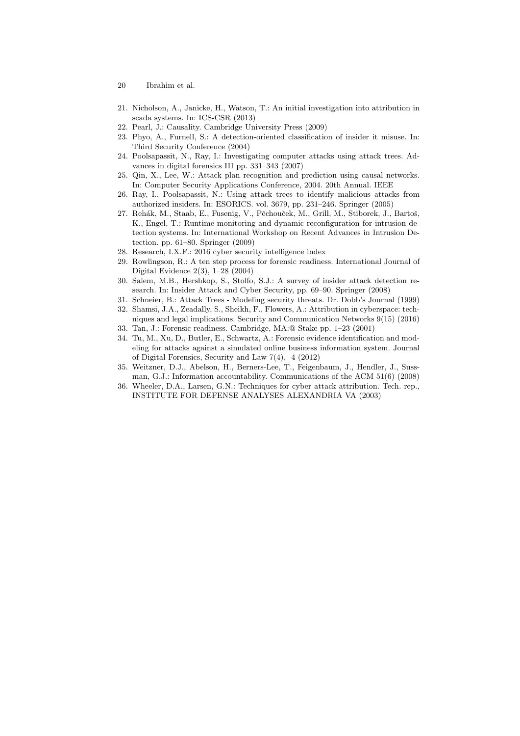21. Nicholson, A., Janicke, H., Watson, T.: An initial investigation into attribution in scada systems. In: ICS-CSR (2013)
22. Pearl, J.: Causality. Cambridge University Press (2009)
23. Phyo, A., Furnell, S.: A detection-oriented classification of insider it misuse. In: Third Security Conference (2004)
24. Poolsapassit, N., Ray, I.: Investigating computer attacks using attack trees. Advances in digital forensics III pp. 331–343 (2007)
25. Qin, X., Lee, W.: Attack plan recognition and prediction using causal networks. In: Computer Security Applications Conference, 2004. 20th Annual. IEEE
26. Ray, I., Poolsapassit, N.: Using attack trees to identify malicious attacks from authorized insiders. In: ESORICS. vol. 3679, pp. 231–246. Springer (2005)
27. Rehák, M., Staab, E., Fusenig, V., Pěchouček, M., Grill, M., Stiborek, J., Bartoš, K., Engel, T.: Runtime monitoring and dynamic reconfiguration for intrusion detection systems. In: International Workshop on Recent Advances in Intrusion Detection. pp. 61–80. Springer (2009)
28. Research, I.X.F.: 2016 cyber security intelligence index
29. Rowlingson, R.: A ten step process for forensic readiness. International Journal of Digital Evidence 2(3), 1–28 (2004)
30. Salem, M.B., Hershkop, S., Stolfo, S.J.: A survey of insider attack detection research. In: Insider Attack and Cyber Security, pp. 69–90. Springer (2008)
31. Schneier, B.: Attack Trees - Modeling security threats. Dr. Dobb's Journal (1999)
32. Shamsi, J.A., Zeadally, S., Sheikh, F., Flowers, A.: Attribution in cyberspace: techniques and legal implications. Security and Communication Networks 9(15) (2016)
33. Tan, J.: Forensic readiness. Cambridge, MA:@ Stake pp. 1–23 (2001)
34. Tu, M., Xu, D., Butler, E., Schwartz, A.: Forensic evidence identification and modeling for attacks against a simulated online business information system. Journal of Digital Forensics, Security and Law 7(4), 4 (2012)
35. Weitzner, D.J., Abelson, H., Berners-Lee, T., Feigenbaum, J., Hendler, J., Sussman, G.J.: Information accountability. Communications of the ACM 51(6) (2008)
36. Wheeler, D.A., Larsen, G.N.: Techniques for cyber attack attribution. Tech. rep., INSTITUTE FOR DEFENSE ANALYSES ALEXANDRIA VA (2003)